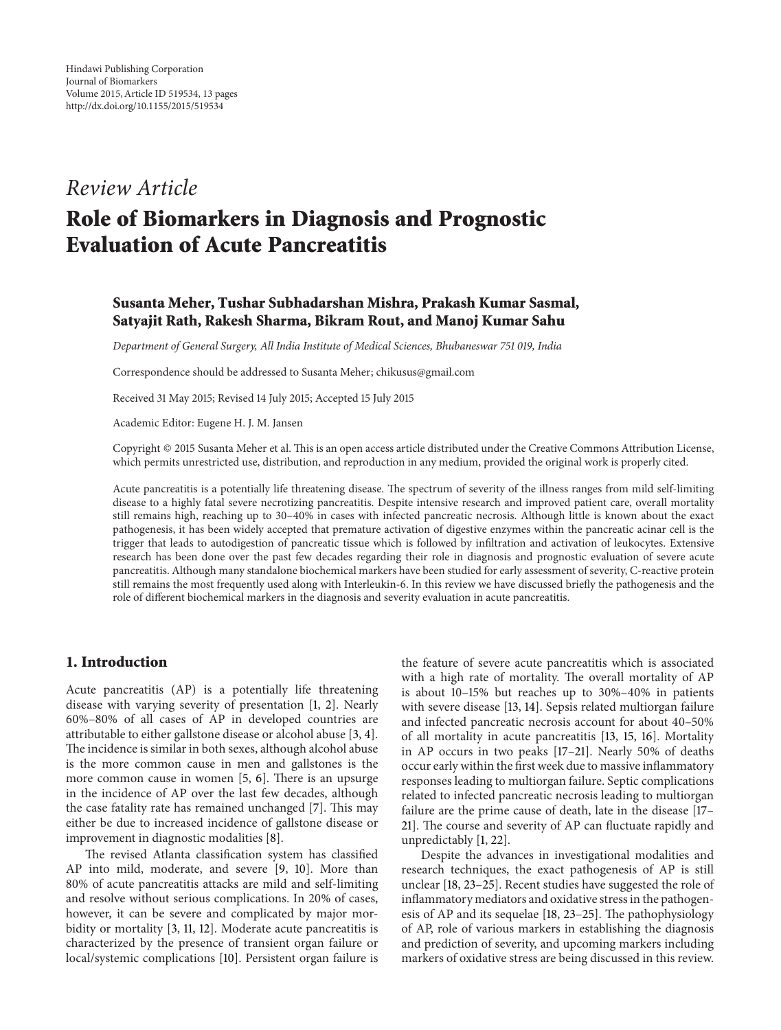Hindawi Publishing Corporation
Journal of Biomarkers
Volume 2015, Article ID 519534, 13 pages
http://dx.doi.org/10.1155/2015/519534

*Review Article*

# Role of Biomarkers in Diagnosis and Prognostic Evaluation of Acute Pancreatitis

**Susanta Meher, Tushar Subhadarshan Mishra, Prakash Kumar Sasmal, Satyajit Rath, Rakesh Sharma, Bikram Rout, and Manoj Kumar Sahu**

*Department of General Surgery, All India Institute of Medical Sciences, Bhubaneswar 751 019, India*

Correspondence should be addressed to Susanta Meher; chikusus@gmail.com

Received 31 May 2015; Revised 14 July 2015; Accepted 15 July 2015

Academic Editor: Eugene H. J. M. Jansen

Copyright © 2015 Susanta Meher et al. This is an open access article distributed under the Creative Commons Attribution License, which permits unrestricted use, distribution, and reproduction in any medium, provided the original work is properly cited.

Acute pancreatitis is a potentially life threatening disease. The spectrum of severity of the illness ranges from mild self-limiting disease to a highly fatal severe necrotizing pancreatitis. Despite intensive research and improved patient care, overall mortality still remains high, reaching up to 30–40% in cases with infected pancreatic necrosis. Although little is known about the exact pathogenesis, it has been widely accepted that premature activation of digestive enzymes within the pancreatic acinar cell is the trigger that leads to autodigestion of pancreatic tissue which is followed by infiltration and activation of leukocytes. Extensive research has been done over the past few decades regarding their role in diagnosis and prognostic evaluation of severe acute pancreatitis. Although many standalone biochemical markers have been studied for early assessment of severity, C-reactive protein still remains the most frequently used along with Interleukin-6. In this review we have discussed briefly the pathogenesis and the role of different biochemical markers in the diagnosis and severity evaluation in acute pancreatitis.

## 1. Introduction

Acute pancreatitis (AP) is a potentially life threatening disease with varying severity of presentation [1, 2]. Nearly 60%–80% of all cases of AP in developed countries are attributable to either gallstone disease or alcohol abuse [3, 4]. The incidence is similar in both sexes, although alcohol abuse is the more common cause in men and gallstones is the more common cause in women [5, 6]. There is an upsurge in the incidence of AP over the last few decades, although the case fatality rate has remained unchanged [7]. This may either be due to increased incidence of gallstone disease or improvement in diagnostic modalities [8].

The revised Atlanta classification system has classified AP into mild, moderate, and severe [9, 10]. More than 80% of acute pancreatitis attacks are mild and self-limiting and resolve without serious complications. In 20% of cases, however, it can be severe and complicated by major morbidity or mortality [3, 11, 12]. Moderate acute pancreatitis is characterized by the presence of transient organ failure or local/systemic complications [10]. Persistent organ failure is the feature of severe acute pancreatitis which is associated with a high rate of mortality. The overall mortality of AP is about 10–15% but reaches up to 30%–40% in patients with severe disease [13, 14]. Sepsis related multiorgan failure and infected pancreatic necrosis account for about 40–50% of all mortality in acute pancreatitis [13, 15, 16]. Mortality in AP occurs in two peaks [17–21]. Nearly 50% of deaths occur early within the first week due to massive inflammatory responses leading to multiorgan failure. Septic complications related to infected pancreatic necrosis leading to multiorgan failure are the prime cause of death, late in the disease [17–21]. The course and severity of AP can fluctuate rapidly and unpredictably [1, 22].

Despite the advances in investigational modalities and research techniques, the exact pathogenesis of AP is still unclear [18, 23–25]. Recent studies have suggested the role of inflammatory mediators and oxidative stress in the pathogenesis of AP and its sequelae [18, 23–25]. The pathophysiology of AP, role of various markers in establishing the diagnosis and prediction of severity, and upcoming markers including markers of oxidative stress are being discussed in this review.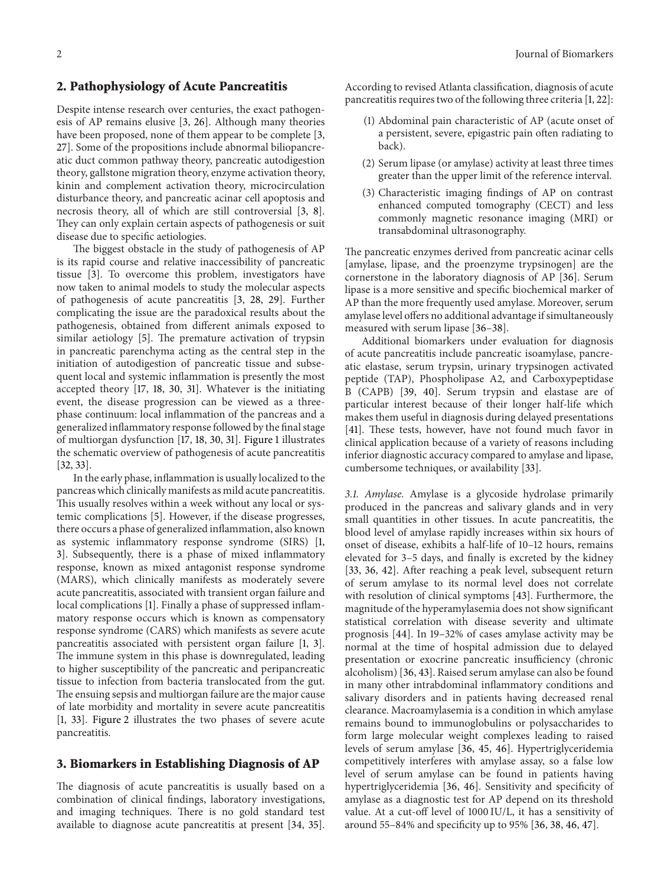## 2. Pathophysiology of Acute Pancreatitis

Despite intense research over centuries, the exact pathogenesis of AP remains elusive [3, 26]. Although many theories have been proposed, none of them appear to be complete [3, 27]. Some of the propositions include abnormal biliopancreatic duct common pathway theory, pancreatic autodigestion theory, gallstone migration theory, enzyme activation theory, kinin and complement activation theory, microcirculation disturbance theory, and pancreatic acinar cell apoptosis and necrosis theory, all of which are still controversial [3, 8]. They can only explain certain aspects of pathogenesis or suit disease due to specific aetiologies.

The biggest obstacle in the study of pathogenesis of AP is its rapid course and relative inaccessibility of pancreatic tissue [3]. To overcome this problem, investigators have now taken to animal models to study the molecular aspects of pathogenesis of acute pancreatitis [3, 28, 29]. Further complicating the issue are the paradoxical results about the pathogenesis, obtained from different animals exposed to similar aetiology [5]. The premature activation of trypsin in pancreatic parenchyma acting as the central step in the initiation of autodigestion of pancreatic tissue and subsequent local and systemic inflammation is presently the most accepted theory [17, 18, 30, 31]. Whatever is the initiating event, the disease progression can be viewed as a three-phase continuum: local inflammation of the pancreas and a generalized inflammatory response followed by the final stage of multiorgan dysfunction [17, 18, 30, 31]. Figure 1 illustrates the schematic overview of pathogenesis of acute pancreatitis [32, 33].

In the early phase, inflammation is usually localized to the pancreas which clinically manifests as mild acute pancreatitis. This usually resolves within a week without any local or systemic complications [5]. However, if the disease progresses, there occurs a phase of generalized inflammation, also known as systemic inflammatory response syndrome (SIRS) [1, 3]. Subsequently, there is a phase of mixed inflammatory response, known as mixed antagonist response syndrome (MARS), which clinically manifests as moderately severe acute pancreatitis, associated with transient organ failure and local complications [1]. Finally a phase of suppressed inflammatory response occurs which is known as compensatory response syndrome (CARS) which manifests as severe acute pancreatitis associated with persistent organ failure [1, 3]. The immune system in this phase is downregulated, leading to higher susceptibility of the pancreatic and peripancreatic tissue to infection from bacteria translocated from the gut. The ensuing sepsis and multiorgan failure are the major cause of late morbidity and mortality in severe acute pancreatitis [1, 33]. Figure 2 illustrates the two phases of severe acute pancreatitis.

## 3. Biomarkers in Establishing Diagnosis of AP

The diagnosis of acute pancreatitis is usually based on a combination of clinical findings, laboratory investigations, and imaging techniques. There is no gold standard test available to diagnose acute pancreatitis at present [34, 35]. According to revised Atlanta classification, diagnosis of acute pancreatitis requires two of the following three criteria [1, 22]:

(1) Abdominal pain characteristic of AP (acute onset of a persistent, severe, epigastric pain often radiating to back).

(2) Serum lipase (or amylase) activity at least three times greater than the upper limit of the reference interval.

(3) Characteristic imaging findings of AP on contrast enhanced computed tomography (CECT) and less commonly magnetic resonance imaging (MRI) or transabdominal ultrasonography.

The pancreatic enzymes derived from pancreatic acinar cells [amylase, lipase, and the proenzyme trypsinogen] are the cornerstone in the laboratory diagnosis of AP [36]. Serum lipase is a more sensitive and specific biochemical marker of AP than the more frequently used amylase. Moreover, serum amylase level offers no additional advantage if simultaneously measured with serum lipase [36–38].

Additional biomarkers under evaluation for diagnosis of acute pancreatitis include pancreatic isoamylase, pancreatic elastase, serum trypsin, urinary trypsinogen activated peptide (TAP), Phospholipase A2, and Carboxypeptidase B (CAPB) [39, 40]. Serum trypsin and elastase are of particular interest because of their longer half-life which makes them useful in diagnosis during delayed presentations [41]. These tests, however, have not found much favor in clinical application because of a variety of reasons including inferior diagnostic accuracy compared to amylase and lipase, cumbersome techniques, or availability [33].

*3.1. Amylase.* Amylase is a glycoside hydrolase primarily produced in the pancreas and salivary glands and in very small quantities in other tissues. In acute pancreatitis, the blood level of amylase rapidly increases within six hours of onset of disease, exhibits a half-life of 10–12 hours, remains elevated for 3–5 days, and finally is excreted by the kidney [33, 36, 42]. After reaching a peak level, subsequent return of serum amylase to its normal level does not correlate with resolution of clinical symptoms [43]. Furthermore, the magnitude of the hyperamylasemia does not show significant statistical correlation with disease severity and ultimate prognosis [44]. In 19–32% of cases amylase activity may be normal at the time of hospital admission due to delayed presentation or exocrine pancreatic insufficiency (chronic alcoholism) [36, 43]. Raised serum amylase can also be found in many other intrabdominal inflammatory conditions and salivary disorders and in patients having decreased renal clearance. Macroamylasemia is a condition in which amylase remains bound to immunoglobulins or polysaccharides to form large molecular weight complexes leading to raised levels of serum amylase [36, 45, 46]. Hypertriglyceridemia competitively interferes with amylase assay, so a false low level of serum amylase can be found in patients having hypertriglyceridemia [36, 46]. Sensitivity and specificity of amylase as a diagnostic test for AP depend on its threshold value. At a cut-off level of 1000 IU/L, it has a sensitivity of around 55–84% and specificity up to 95% [36, 38, 46, 47].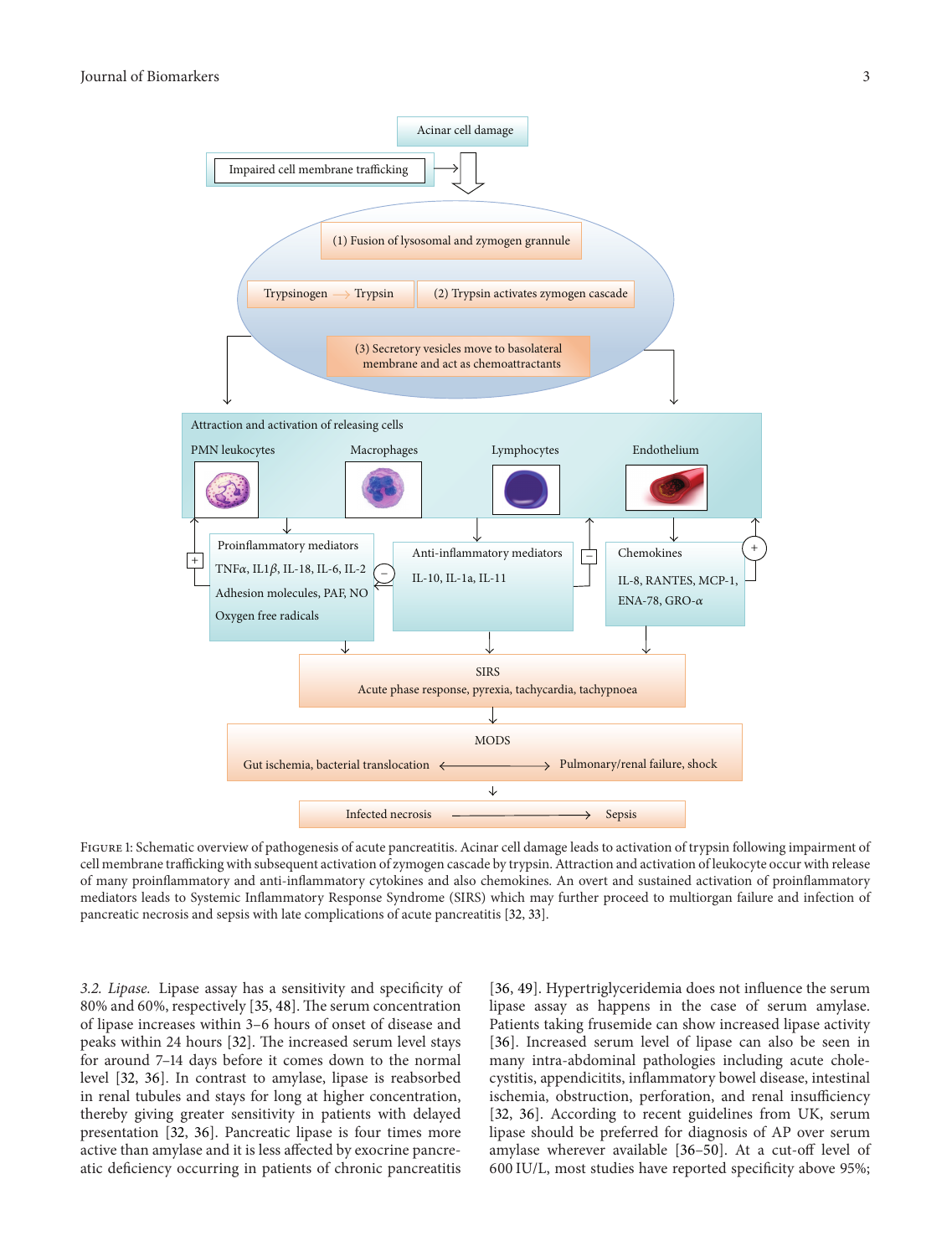Figure 1: Schematic overview of pathogenesis of acute pancreatitis. Acinar cell damage leads to activation of trypsin following impairment of cell membrane trafficking with subsequent activation of zymogen cascade by trypsin. Attraction and activation of leukocyte occur with release of many proinflammatory and anti-inflammatory cytokines and also chemokines. An overt and sustained activation of proinflammatory mediators leads to Systemic Inflammatory Response Syndrome (SIRS) which may further proceed to multiorgan failure and infection of pancreatic necrosis and sepsis with late complications of acute pancreatitis [32, 33].

*3.2. Lipase.* Lipase assay has a sensitivity and specificity of 80% and 60%, respectively [35, 48]. The serum concentration of lipase increases within 3–6 hours of onset of disease and peaks within 24 hours [32]. The increased serum level stays for around 7–14 days before it comes down to the normal level [32, 36]. In contrast to amylase, lipase is reabsorbed in renal tubules and stays for long at higher concentration, thereby giving greater sensitivity in patients with delayed presentation [32, 36]. Pancreatic lipase is four times more active than amylase and it is less affected by exocrine pancreatic deficiency occurring in patients of chronic pancreatitis [36, 49]. Hypertriglyceridemia does not influence the serum lipase assay as happens in the case of serum amylase. Patients taking frusemide can show increased lipase activity [36]. Increased serum level of lipase can also be seen in many intra-abdominal pathologies including acute cholecystitis, appendicitits, inflammatory bowel disease, intestinal ischemia, obstruction, perforation, and renal insufficiency [32, 36]. According to recent guidelines from UK, serum lipase should be preferred for diagnosis of AP over serum amylase wherever available [36–50]. At a cut-off level of 600 IU/L, most studies have reported specificity above 95%;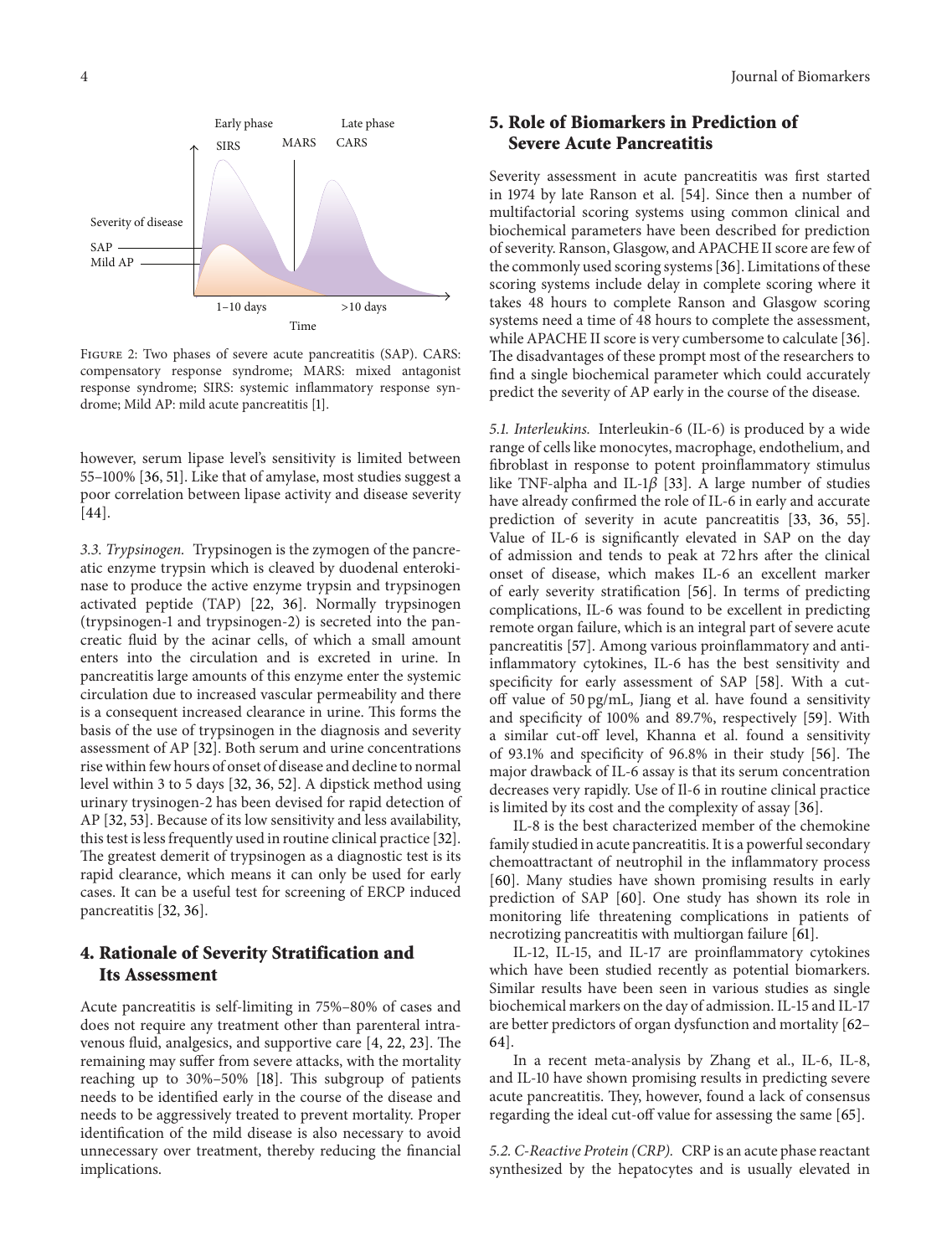Figure 2: Two phases of severe acute pancreatitis (SAP). CARS: compensatory response syndrome; MARS: mixed antagonist response syndrome; SIRS: systemic inflammatory response syndrome; Mild AP: mild acute pancreatitis [1].

however, serum lipase level's sensitivity is limited between 55–100% [36, 51]. Like that of amylase, most studies suggest a poor correlation between lipase activity and disease severity [44].

*3.3. Trypsinogen.* Trypsinogen is the zymogen of the pancreatic enzyme trypsin which is cleaved by duodenal enterokinase to produce the active enzyme trypsin and trypsinogen activated peptide (TAP) [22, 36]. Normally trypsinogen (trypsinogen-1 and trypsinogen-2) is secreted into the pancreatic fluid by the acinar cells, of which a small amount enters into the circulation and is excreted in urine. In pancreatitis large amounts of this enzyme enter the systemic circulation due to increased vascular permeability and there is a consequent increased clearance in urine. This forms the basis of the use of trypsinogen in the diagnosis and severity assessment of AP [32]. Both serum and urine concentrations rise within few hours of onset of disease and decline to normal level within 3 to 5 days [32, 36, 52]. A dipstick method using urinary trysinogen-2 has been devised for rapid detection of AP [32, 53]. Because of its low sensitivity and less availability, this test is less frequently used in routine clinical practice [32]. The greatest demerit of trypsinogen as a diagnostic test is its rapid clearance, which means it can only be used for early cases. It can be a useful test for screening of ERCP induced pancreatitis [32, 36].

## 4. Rationale of Severity Stratification and Its Assessment

Acute pancreatitis is self-limiting in 75%–80% of cases and does not require any treatment other than parenteral intravenous fluid, analgesics, and supportive care [4, 22, 23]. The remaining may suffer from severe attacks, with the mortality reaching up to 30%–50% [18]. This subgroup of patients needs to be identified early in the course of the disease and needs to be aggressively treated to prevent mortality. Proper identification of the mild disease is also necessary to avoid unnecessary over treatment, thereby reducing the financial implications.

## 5. Role of Biomarkers in Prediction of Severe Acute Pancreatitis

Severity assessment in acute pancreatitis was first started in 1974 by late Ranson et al. [54]. Since then a number of multifactorial scoring systems using common clinical and biochemical parameters have been described for prediction of severity. Ranson, Glasgow, and APACHE II score are few of the commonly used scoring systems [36]. Limitations of these scoring systems include delay in complete scoring where it takes 48 hours to complete Ranson and Glasgow scoring systems need a time of 48 hours to complete the assessment, while APACHE II score is very cumbersome to calculate [36]. The disadvantages of these prompt most of the researchers to find a single biochemical parameter which could accurately predict the severity of AP early in the course of the disease.

*5.1. Interleukins.* Interleukin-6 (IL-6) is produced by a wide range of cells like monocytes, macrophage, endothelium, and fibroblast in response to potent proinflammatory stimulus like TNF-alpha and IL-1$\beta$ [33]. A large number of studies have already confirmed the role of IL-6 in early and accurate prediction of severity in acute pancreatitis [33, 36, 55]. Value of IL-6 is significantly elevated in SAP on the day of admission and tends to peak at 72 hrs after the clinical onset of disease, which makes IL-6 an excellent marker of early severity stratification [56]. In terms of predicting complications, IL-6 was found to be excellent in predicting remote organ failure, which is an integral part of severe acute pancreatitis [57]. Among various proinflammatory and anti-inflammatory cytokines, IL-6 has the best sensitivity and specificity for early assessment of SAP [58]. With a cut-off value of 50 pg/mL, Jiang et al. have found a sensitivity and specificity of 100% and 89.7%, respectively [59]. With a similar cut-off level, Khanna et al. found a sensitivity of 93.1% and specificity of 96.8% in their study [56]. The major drawback of IL-6 assay is that its serum concentration decreases very rapidly. Use of Il-6 in routine clinical practice is limited by its cost and the complexity of assay [36].

IL-8 is the best characterized member of the chemokine family studied in acute pancreatitis. It is a powerful secondary chemoattractant of neutrophil in the inflammatory process [60]. Many studies have shown promising results in early prediction of SAP [60]. One study has shown its role in monitoring life threatening complications in patients of necrotizing pancreatitis with multiorgan failure [61].

IL-12, IL-15, and IL-17 are proinflammatory cytokines which have been studied recently as potential biomarkers. Similar results have been seen in various studies as single biochemical markers on the day of admission. IL-15 and IL-17 are better predictors of organ dysfunction and mortality [62–64].

In a recent meta-analysis by Zhang et al., IL-6, IL-8, and IL-10 have shown promising results in predicting severe acute pancreatitis. They, however, found a lack of consensus regarding the ideal cut-off value for assessing the same [65].

*5.2. C-Reactive Protein (CRP).* CRP is an acute phase reactant synthesized by the hepatocytes and is usually elevated in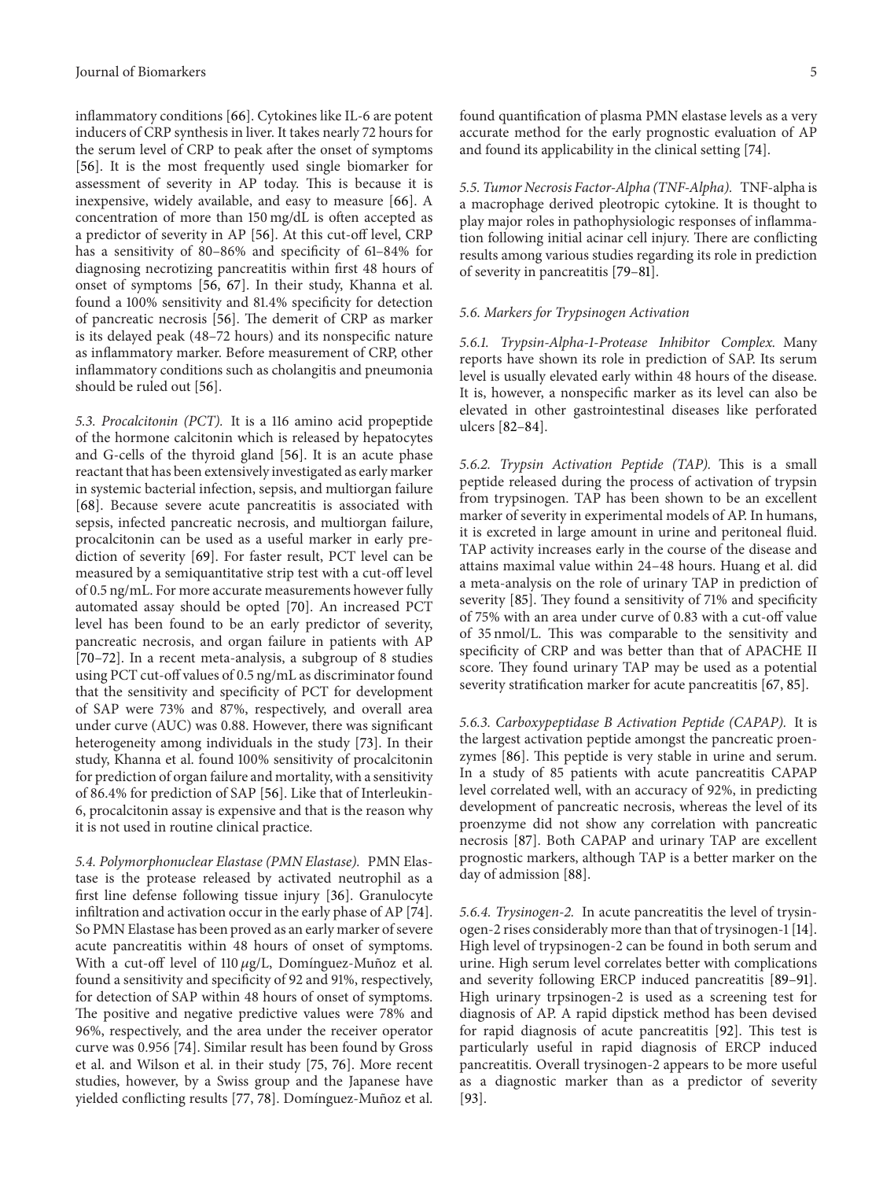inflammatory conditions [66]. Cytokines like IL-6 are potent inducers of CRP synthesis in liver. It takes nearly 72 hours for the serum level of CRP to peak after the onset of symptoms [56]. It is the most frequently used single biomarker for assessment of severity in AP today. This is because it is inexpensive, widely available, and easy to measure [66]. A concentration of more than 150 mg/dL is often accepted as a predictor of severity in AP [56]. At this cut-off level, CRP has a sensitivity of 80–86% and specificity of 61–84% for diagnosing necrotizing pancreatitis within first 48 hours of onset of symptoms [56, 67]. In their study, Khanna et al. found a 100% sensitivity and 81.4% specificity for detection of pancreatic necrosis [56]. The demerit of CRP as marker is its delayed peak (48–72 hours) and its nonspecific nature as inflammatory marker. Before measurement of CRP, other inflammatory conditions such as cholangitis and pneumonia should be ruled out [56].

*5.3. Procalcitonin (PCT).* It is a 116 amino acid propeptide of the hormone calcitonin which is released by hepatocytes and G-cells of the thyroid gland [56]. It is an acute phase reactant that has been extensively investigated as early marker in systemic bacterial infection, sepsis, and multiorgan failure [68]. Because severe acute pancreatitis is associated with sepsis, infected pancreatic necrosis, and multiorgan failure, procalcitonin can be used as a useful marker in early prediction of severity [69]. For faster result, PCT level can be measured by a semiquantitative strip test with a cut-off level of 0.5 ng/mL. For more accurate measurements however fully automated assay should be opted [70]. An increased PCT level has been found to be an early predictor of severity, pancreatic necrosis, and organ failure in patients with AP [70–72]. In a recent meta-analysis, a subgroup of 8 studies using PCT cut-off values of 0.5 ng/mL as discriminator found that the sensitivity and specificity of PCT for development of SAP were 73% and 87%, respectively, and overall area under curve (AUC) was 0.88. However, there was significant heterogeneity among individuals in the study [73]. In their study, Khanna et al. found 100% sensitivity of procalcitonin for prediction of organ failure and mortality, with a sensitivity of 86.4% for prediction of SAP [56]. Like that of Interleukin-6, procalcitonin assay is expensive and that is the reason why it is not used in routine clinical practice.

*5.4. Polymorphonuclear Elastase (PMN Elastase).* PMN Elastase is the protease released by activated neutrophil as a first line defense following tissue injury [36]. Granulocyte infiltration and activation occur in the early phase of AP [74]. So PMN Elastase has been proved as an early marker of severe acute pancreatitis within 48 hours of onset of symptoms. With a cut-off level of 110 $\mu$g/L, Domínguez-Muñoz et al. found a sensitivity and specificity of 92 and 91%, respectively, for detection of SAP within 48 hours of onset of symptoms. The positive and negative predictive values were 78% and 96%, respectively, and the area under the receiver operator curve was 0.956 [74]. Similar result has been found by Gross et al. and Wilson et al. in their study [75, 76]. More recent studies, however, by a Swiss group and the Japanese have yielded conflicting results [77, 78]. Domínguez-Muñoz et al. found quantification of plasma PMN elastase levels as a very accurate method for the early prognostic evaluation of AP and found its applicability in the clinical setting [74].

*5.5. Tumor Necrosis Factor-Alpha (TNF-Alpha).* TNF-alpha is a macrophage derived pleotropic cytokine. It is thought to play major roles in pathophysiologic responses of inflammation following initial acinar cell injury. There are conflicting results among various studies regarding its role in prediction of severity in pancreatitis [79–81].

*5.6. Markers for Trypsinogen Activation*

*5.6.1. Trypsin-Alpha-1-Protease Inhibitor Complex.* Many reports have shown its role in prediction of SAP. Its serum level is usually elevated early within 48 hours of the disease. It is, however, a nonspecific marker as its level can also be elevated in other gastrointestinal diseases like perforated ulcers [82–84].

*5.6.2. Trypsin Activation Peptide (TAP).* This is a small peptide released during the process of activation of trypsin from trypsinogen. TAP has been shown to be an excellent marker of severity in experimental models of AP. In humans, it is excreted in large amount in urine and peritoneal fluid. TAP activity increases early in the course of the disease and attains maximal value within 24–48 hours. Huang et al. did a meta-analysis on the role of urinary TAP in prediction of severity [85]. They found a sensitivity of 71% and specificity of 75% with an area under curve of 0.83 with a cut-off value of 35 nmol/L. This was comparable to the sensitivity and specificity of CRP and was better than that of APACHE II score. They found urinary TAP may be used as a potential severity stratification marker for acute pancreatitis [67, 85].

*5.6.3. Carboxypeptidase B Activation Peptide (CAPAP).* It is the largest activation peptide amongst the pancreatic proenzymes [86]. This peptide is very stable in urine and serum. In a study of 85 patients with acute pancreatitis CAPAP level correlated well, with an accuracy of 92%, in predicting development of pancreatic necrosis, whereas the level of its proenzyme did not show any correlation with pancreatic necrosis [87]. Both CAPAP and urinary TAP are excellent prognostic markers, although TAP is a better marker on the day of admission [88].

*5.6.4. Trysinogen-2.* In acute pancreatitis the level of trysinogen-2 rises considerably more than that of trysinogen-1 [14]. High level of trypsinogen-2 can be found in both serum and urine. High serum level correlates better with complications and severity following ERCP induced pancreatitis [89–91]. High urinary trpsinogen-2 is used as a screening test for diagnosis of AP. A rapid dipstick method has been devised for rapid diagnosis of acute pancreatitis [92]. This test is particularly useful in rapid diagnosis of ERCP induced pancreatitis. Overall trysinogen-2 appears to be more useful as a diagnostic marker than as a predictor of severity [93].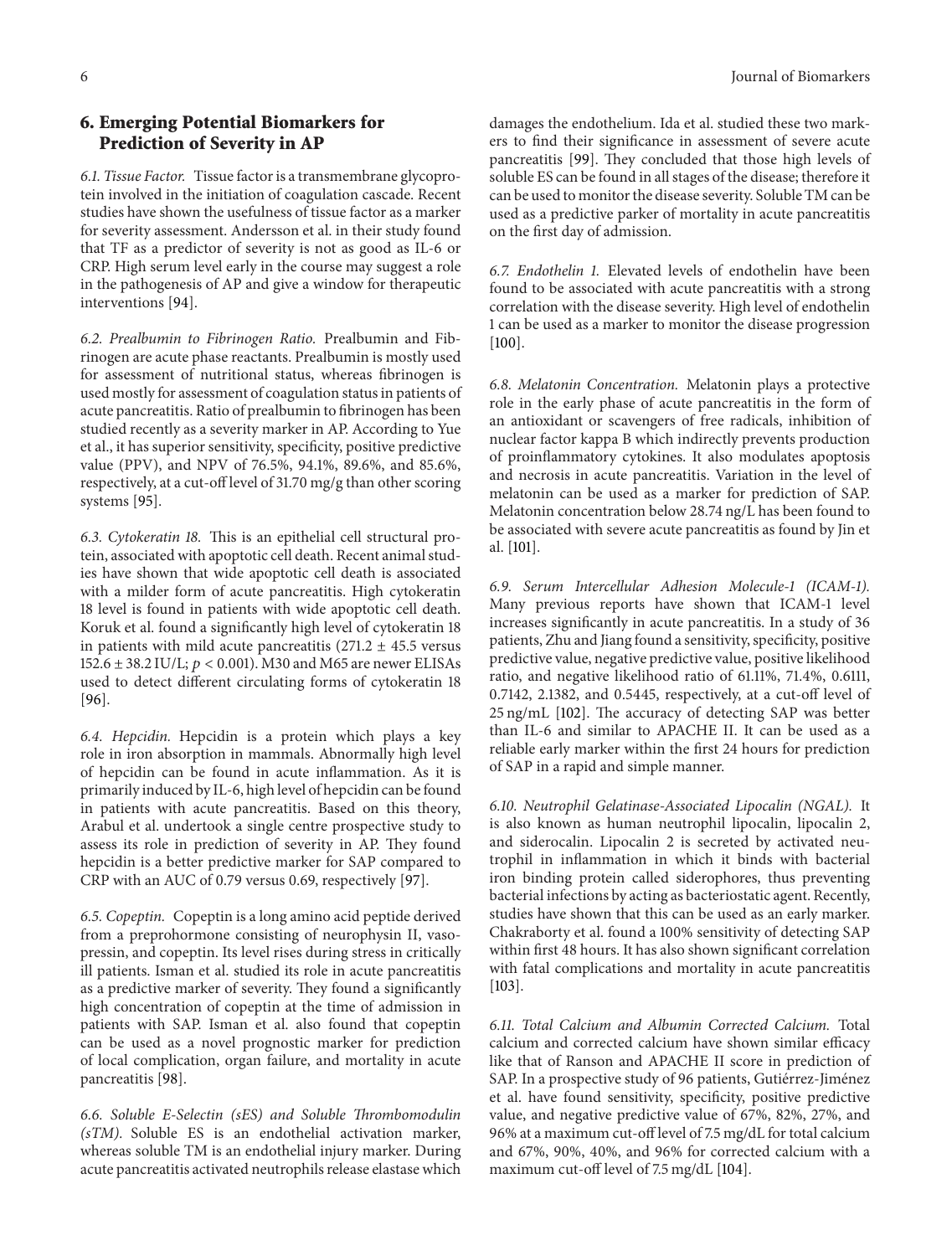## 6. Emerging Potential Biomarkers for Prediction of Severity in AP

*6.1. Tissue Factor.* Tissue factor is a transmembrane glycoprotein involved in the initiation of coagulation cascade. Recent studies have shown the usefulness of tissue factor as a marker for severity assessment. Andersson et al. in their study found that TF as a predictor of severity is not as good as IL-6 or CRP. High serum level early in the course may suggest a role in the pathogenesis of AP and give a window for therapeutic interventions [94].

*6.2. Prealbumin to Fibrinogen Ratio.* Prealbumin and Fibrinogen are acute phase reactants. Prealbumin is mostly used for assessment of nutritional status, whereas fibrinogen is used mostly for assessment of coagulation status in patients of acute pancreatitis. Ratio of prealbumin to fibrinogen has been studied recently as a severity marker in AP. According to Yue et al., it has superior sensitivity, specificity, positive predictive value (PPV), and NPV of 76.5%, 94.1%, 89.6%, and 85.6%, respectively, at a cut-off level of 31.70 mg/g than other scoring systems [95].

*6.3. Cytokeratin 18.* This is an epithelial cell structural protein, associated with apoptotic cell death. Recent animal studies have shown that wide apoptotic cell death is associated with a milder form of acute pancreatitis. High cytokeratin 18 level is found in patients with wide apoptotic cell death. Koruk et al. found a significantly high level of cytokeratin 18 in patients with mild acute pancreatitis ($271.2 \pm 45.5$ versus $152.6 \pm 38.2$ IU/L; $p < 0.001$). M30 and M65 are newer ELISAs used to detect different circulating forms of cytokeratin 18 [96].

*6.4. Hepcidin.* Hepcidin is a protein which plays a key role in iron absorption in mammals. Abnormally high level of hepcidin can be found in acute inflammation. As it is primarily induced by IL-6, high level of hepcidin can be found in patients with acute pancreatitis. Based on this theory, Arabul et al. undertook a single centre prospective study to assess its role in prediction of severity in AP. They found hepcidin is a better predictive marker for SAP compared to CRP with an AUC of 0.79 versus 0.69, respectively [97].

*6.5. Copeptin.* Copeptin is a long amino acid peptide derived from a preprohormone consisting of neurophysin II, vasopressin, and copeptin. Its level rises during stress in critically ill patients. Isman et al. studied its role in acute pancreatitis as a predictive marker of severity. They found a significantly high concentration of copeptin at the time of admission in patients with SAP. Isman et al. also found that copeptin can be used as a novel prognostic marker for prediction of local complication, organ failure, and mortality in acute pancreatitis [98].

*6.6. Soluble E-Selectin (sES) and Soluble Thrombomodulin (sTM).* Soluble ES is an endothelial activation marker, whereas soluble TM is an endothelial injury marker. During acute pancreatitis activated neutrophils release elastase which damages the endothelium. Ida et al. studied these two markers to find their significance in assessment of severe acute pancreatitis [99]. They concluded that those high levels of soluble ES can be found in all stages of the disease; therefore it can be used to monitor the disease severity. Soluble TM can be used as a predictive parker of mortality in acute pancreatitis on the first day of admission.

*6.7. Endothelin 1.* Elevated levels of endothelin have been found to be associated with acute pancreatitis with a strong correlation with the disease severity. High level of endothelin 1 can be used as a marker to monitor the disease progression [100].

*6.8. Melatonin Concentration.* Melatonin plays a protective role in the early phase of acute pancreatitis in the form of an antioxidant or scavengers of free radicals, inhibition of nuclear factor kappa B which indirectly prevents production of proinflammatory cytokines. It also modulates apoptosis and necrosis in acute pancreatitis. Variation in the level of melatonin can be used as a marker for prediction of SAP. Melatonin concentration below 28.74 ng/L has been found to be associated with severe acute pancreatitis as found by Jin et al. [101].

*6.9. Serum Intercellular Adhesion Molecule-1 (ICAM-1).* Many previous reports have shown that ICAM-1 level increases significantly in acute pancreatitis. In a study of 36 patients, Zhu and Jiang found a sensitivity, specificity, positive predictive value, negative predictive value, positive likelihood ratio, and negative likelihood ratio of 61.11%, 71.4%, 0.6111, 0.7142, 2.1382, and 0.5445, respectively, at a cut-off level of 25 ng/mL [102]. The accuracy of detecting SAP was better than IL-6 and similar to APACHE II. It can be used as a reliable early marker within the first 24 hours for prediction of SAP in a rapid and simple manner.

*6.10. Neutrophil Gelatinase-Associated Lipocalin (NGAL).* It is also known as human neutrophil lipocalin, lipocalin 2, and siderocalin. Lipocalin 2 is secreted by activated neutrophil in inflammation in which it binds with bacterial iron binding protein called siderophores, thus preventing bacterial infections by acting as bacteriostatic agent. Recently, studies have shown that this can be used as an early marker. Chakraborty et al. found a 100% sensitivity of detecting SAP within first 48 hours. It has also shown significant correlation with fatal complications and mortality in acute pancreatitis [103].

*6.11. Total Calcium and Albumin Corrected Calcium.* Total calcium and corrected calcium have shown similar efficacy like that of Ranson and APACHE II score in prediction of SAP. In a prospective study of 96 patients, Gutiérrez-Jiménez et al. have found sensitivity, specificity, positive predictive value, and negative predictive value of 67%, 82%, 27%, and 96% at a maximum cut-off level of 7.5 mg/dL for total calcium and 67%, 90%, 40%, and 96% for corrected calcium with a maximum cut-off level of 7.5 mg/dL [104].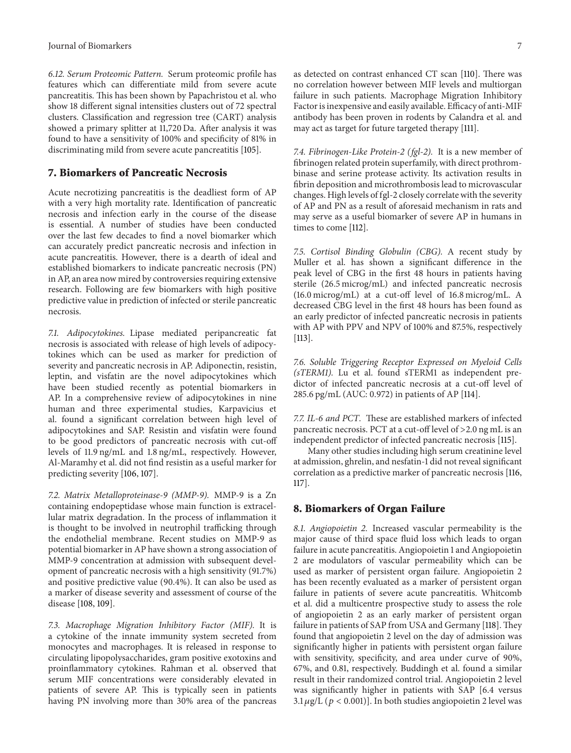*6.12. Serum Proteomic Pattern.* Serum proteomic profile has features which can differentiate mild from severe acute pancreatitis. This has been shown by Papachristou et al. who show 18 different signal intensities clusters out of 72 spectral clusters. Classification and regression tree (CART) analysis showed a primary splitter at 11,720 Da. After analysis it was found to have a sensitivity of 100% and specificity of 81% in discriminating mild from severe acute pancreatitis [105].

## 7. Biomarkers of Pancreatic Necrosis

Acute necrotizing pancreatitis is the deadliest form of AP with a very high mortality rate. Identification of pancreatic necrosis and infection early in the course of the disease is essential. A number of studies have been conducted over the last few decades to find a novel biomarker which can accurately predict pancreatic necrosis and infection in acute pancreatitis. However, there is a dearth of ideal and established biomarkers to indicate pancreatic necrosis (PN) in AP, an area now mired by controversies requiring extensive research. Following are few biomarkers with high positive predictive value in prediction of infected or sterile pancreatic necrosis.

*7.1. Adipocytokines.* Lipase mediated peripancreatic fat necrosis is associated with release of high levels of adipocytokines which can be used as marker for prediction of severity and pancreatic necrosis in AP. Adiponectin, resistin, leptin, and visfatin are the novel adipocytokines which have been studied recently as potential biomarkers in AP. In a comprehensive review of adipocytokines in nine human and three experimental studies, Karpavicius et al. found a significant correlation between high level of adipocytokines and SAP. Resistin and visfatin were found to be good predictors of pancreatic necrosis with cut-off levels of 11.9 ng/mL and 1.8 ng/mL, respectively. However, Al-Maramhy et al. did not find resistin as a useful marker for predicting severity [106, 107].

*7.2. Matrix Metalloproteinase-9 (MMP-9).* MMP-9 is a Zn containing endopeptidase whose main function is extracellular matrix degradation. In the process of inflammation it is thought to be involved in neutrophil trafficking through the endothelial membrane. Recent studies on MMP-9 as potential biomarker in AP have shown a strong association of MMP-9 concentration at admission with subsequent development of pancreatic necrosis with a high sensitivity (91.7%) and positive predictive value (90.4%). It can also be used as a marker of disease severity and assessment of course of the disease [108, 109].

*7.3. Macrophage Migration Inhibitory Factor (MIF).* It is a cytokine of the innate immunity system secreted from monocytes and macrophages. It is released in response to circulating lipopolysaccharides, gram positive exotoxins and proinflammatory cytokines. Rahman et al. observed that serum MIF concentrations were considerably elevated in patients of severe AP. This is typically seen in patients having PN involving more than 30% area of the pancreas as detected on contrast enhanced CT scan [110]. There was no correlation however between MIF levels and multiorgan failure in such patients. Macrophage Migration Inhibitory Factor is inexpensive and easily available. Efficacy of anti-MIF antibody has been proven in rodents by Calandra et al. and may act as target for future targeted therapy [111].

*7.4. Fibrinogen-Like Protein-2 (fgl-2).* It is a new member of fibrinogen related protein superfamily, with direct prothrombinase and serine protease activity. Its activation results in fibrin deposition and microthrombosis lead to microvascular changes. High levels of fgl-2 closely correlate with the severity of AP and PN as a result of aforesaid mechanism in rats and may serve as a useful biomarker of severe AP in humans in times to come [112].

*7.5. Cortisol Binding Globulin (CBG).* A recent study by Muller et al. has shown a significant difference in the peak level of CBG in the first 48 hours in patients having sterile (26.5 microg/mL) and infected pancreatic necrosis (16.0 microg/mL) at a cut-off level of 16.8 microg/mL. A decreased CBG level in the first 48 hours has been found as an early predictor of infected pancreatic necrosis in patients with AP with PPV and NPV of 100% and 87.5%, respectively [113].

*7.6. Soluble Triggering Receptor Expressed on Myeloid Cells (sTERM1).* Lu et al. found sTERM1 as independent predictor of infected pancreatic necrosis at a cut-off level of 285.6 pg/mL (AUC: 0.972) in patients of AP [114].

*7.7. IL-6 and PCT.* These are established markers of infected pancreatic necrosis. PCT at a cut-off level of >2.0 ng mL is an independent predictor of infected pancreatic necrosis [115].

Many other studies including high serum creatinine level at admission, ghrelin, and nesfatin-1 did not reveal significant correlation as a predictive marker of pancreatic necrosis [116, 117].

## 8. Biomarkers of Organ Failure

*8.1. Angiopoietin 2.* Increased vascular permeability is the major cause of third space fluid loss which leads to organ failure in acute pancreatitis. Angiopoietin 1 and Angiopoietin 2 are modulators of vascular permeability which can be used as marker of persistent organ failure. Angiopoietin 2 has been recently evaluated as a marker of persistent organ failure in patients of severe acute pancreatitis. Whitcomb et al. did a multicentre prospective study to assess the role of angiopoietin 2 as an early marker of persistent organ failure in patients of SAP from USA and Germany [118]. They found that angiopoietin 2 level on the day of admission was significantly higher in patients with persistent organ failure with sensitivity, specificity, and area under curve of 90%, 67%, and 0.81, respectively. Buddingh et al. found a similar result in their randomized control trial. Angiopoietin 2 level was significantly higher in patients with SAP [6.4 versus 3.1 $\mu$g/L ($p < 0.001$)]. In both studies angiopoietin 2 level was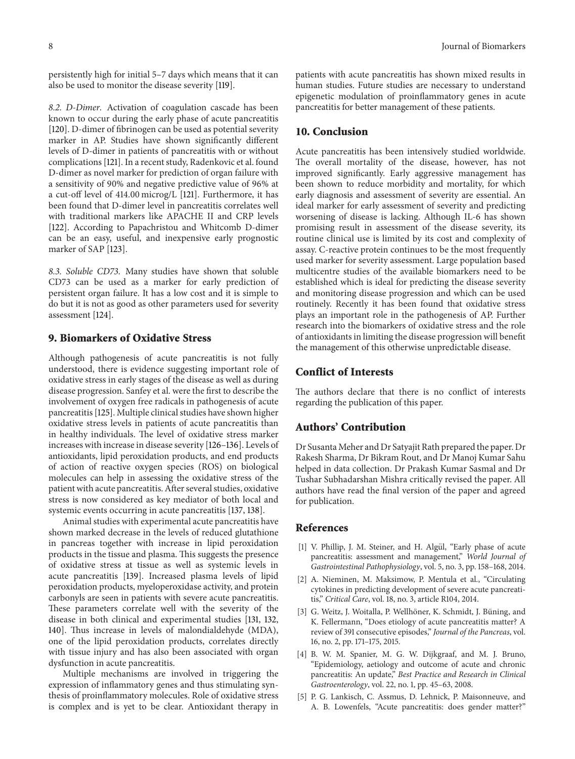persistently high for initial 5–7 days which means that it can also be used to monitor the disease severity [119].

*8.2. D-Dimer.* Activation of coagulation cascade has been known to occur during the early phase of acute pancreatitis [120]. D-dimer of fibrinogen can be used as potential severity marker in AP. Studies have shown significantly different levels of D-dimer in patients of pancreatitis with or without complications [121]. In a recent study, Radenkovic et al. found D-dimer as novel marker for prediction of organ failure with a sensitivity of 90% and negative predictive value of 96% at a cut-off level of 414.00 microg/L [121]. Furthermore, it has been found that D-dimer level in pancreatitis correlates well with traditional markers like APACHE II and CRP levels [122]. According to Papachristou and Whitcomb D-dimer can be an easy, useful, and inexpensive early prognostic marker of SAP [123].

*8.3. Soluble CD73.* Many studies have shown that soluble CD73 can be used as a marker for early prediction of persistent organ failure. It has a low cost and it is simple to do but it is not as good as other parameters used for severity assessment [124].

## 9. Biomarkers of Oxidative Stress

Although pathogenesis of acute pancreatitis is not fully understood, there is evidence suggesting important role of oxidative stress in early stages of the disease as well as during disease progression. Sanfey et al. were the first to describe the involvement of oxygen free radicals in pathogenesis of acute pancreatitis [125]. Multiple clinical studies have shown higher oxidative stress levels in patients of acute pancreatitis than in healthy individuals. The level of oxidative stress marker increases with increase in disease severity [126–136]. Levels of antioxidants, lipid peroxidation products, and end products of action of reactive oxygen species (ROS) on biological molecules can help in assessing the oxidative stress of the patient with acute pancreatitis. After several studies, oxidative stress is now considered as key mediator of both local and systemic events occurring in acute pancreatitis [137, 138].

Animal studies with experimental acute pancreatitis have shown marked decrease in the levels of reduced glutathione in pancreas together with increase in lipid peroxidation products in the tissue and plasma. This suggests the presence of oxidative stress at tissue as well as systemic levels in acute pancreatitis [139]. Increased plasma levels of lipid peroxidation products, myeloperoxidase activity, and protein carbonyls are seen in patients with severe acute pancreatitis. These parameters correlate well with the severity of the disease in both clinical and experimental studies [131, 132, 140]. Thus increase in levels of malondialdehyde (MDA), one of the lipid peroxidation products, correlates directly with tissue injury and has also been associated with organ dysfunction in acute pancreatitis.

Multiple mechanisms are involved in triggering the expression of inflammatory genes and thus stimulating synthesis of proinflammatory molecules. Role of oxidative stress is complex and is yet to be clear. Antioxidant therapy in patients with acute pancreatitis has shown mixed results in human studies. Future studies are necessary to understand epigenetic modulation of proinflammatory genes in acute pancreatitis for better management of these patients.

## 10. Conclusion

Acute pancreatitis has been intensively studied worldwide. The overall mortality of the disease, however, has not improved significantly. Early aggressive management has been shown to reduce morbidity and mortality, for which early diagnosis and assessment of severity are essential. An ideal marker for early assessment of severity and predicting worsening of disease is lacking. Although IL-6 has shown promising result in assessment of the disease severity, its routine clinical use is limited by its cost and complexity of assay. C-reactive protein continues to be the most frequently used marker for severity assessment. Large population based multicentre studies of the available biomarkers need to be established which is ideal for predicting the disease severity and monitoring disease progression and which can be used routinely. Recently it has been found that oxidative stress plays an important role in the pathogenesis of AP. Further research into the biomarkers of oxidative stress and the role of antioxidants in limiting the disease progression will benefit the management of this otherwise unpredictable disease.

## Conflict of Interests

The authors declare that there is no conflict of interests regarding the publication of this paper.

## Authors' Contribution

Dr Susanta Meher and Dr Satyajit Rath prepared the paper. Dr Rakesh Sharma, Dr Bikram Rout, and Dr Manoj Kumar Sahu helped in data collection. Dr Prakash Kumar Sasmal and Dr Tushar Subhadarshan Mishra critically revised the paper. All authors have read the final version of the paper and agreed for publication.

## References

[1] V. Phillip, J. M. Steiner, and H. Algül, "Early phase of acute pancreatitis: assessment and management," *World Journal of Gastrointestinal Pathophysiology*, vol. 5, no. 3, pp. 158–168, 2014.

[2] A. Nieminen, M. Maksimow, P. Mentula et al., "Circulating cytokines in predicting development of severe acute pancreatitis," *Critical Care*, vol. 18, no. 3, article R104, 2014.

[3] G. Weitz, J. Woitalla, P. Wellhöner, K. Schmidt, J. Büning, and K. Fellermann, "Does etiology of acute pancreatitis matter? A review of 391 consecutive episodes," *Journal of the Pancreas*, vol. 16, no. 2, pp. 171–175, 2015.

[4] B. W. M. Spanier, M. G. W. Dijkgraaf, and M. J. Bruno, "Epidemiology, aetiology and outcome of acute and chronic pancreatitis: An update," *Best Practice and Research in Clinical Gastroenterology*, vol. 22, no. 1, pp. 45–63, 2008.

[5] P. G. Lankisch, C. Assmus, D. Lehnick, P. Maisonneuve, and A. B. Lowenfels, "Acute pancreatitis: does gender matter?"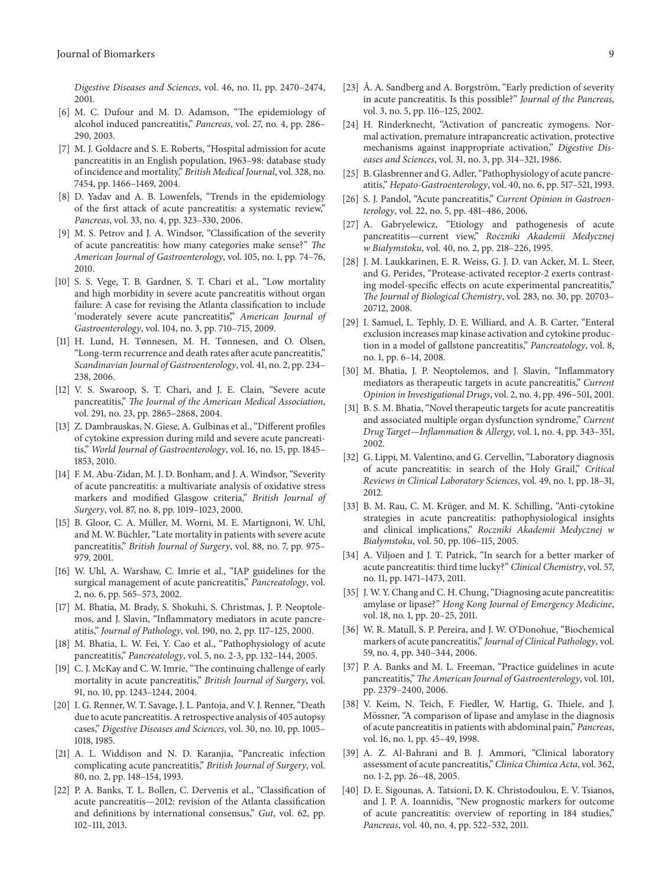*Digestive Diseases and Sciences*, vol. 46, no. 11, pp. 2470–2474, 2001.

[6] M. C. Dufour and M. D. Adamson, "The epidemiology of alcohol induced pancreatitis," *Pancreas*, vol. 27, no. 4, pp. 286–290, 2003.

[7] M. J. Goldacre and S. E. Roberts, "Hospital admission for acute pancreatitis in an English population, 1963–98: database study of incidence and mortality," *British Medical Journal*, vol. 328, no. 7454, pp. 1466–1469, 2004.

[8] D. Yadav and A. B. Lowenfels, "Trends in the epidemiology of the first attack of acute pancreatitis: a systematic review," *Pancreas*, vol. 33, no. 4, pp. 323–330, 2006.

[9] M. S. Petrov and J. A. Windsor, "Classification of the severity of acute pancreatitis: how many categories make sense?" *The American Journal of Gastroenterology*, vol. 105, no. 1, pp. 74–76, 2010.

[10] S. S. Vege, T. B. Gardner, S. T. Chari et al., "Low mortality and high morbidity in severe acute pancreatitis without organ failure: A case for revising the Atlanta classification to include 'moderately severe acute pancreatitis'," *American Journal of Gastroenterology*, vol. 104, no. 3, pp. 710–715, 2009.

[11] H. Lund, H. Tønnesen, M. H. Tønnesen, and O. Olsen, "Long-term recurrence and death rates after acute pancreatitis," *Scandinavian Journal of Gastroenterology*, vol. 41, no. 2, pp. 234–238, 2006.

[12] V. S. Swaroop, S. T. Chari, and J. E. Clain, "Severe acute pancreatitis," *The Journal of the American Medical Association*, vol. 291, no. 23, pp. 2865–2868, 2004.

[13] Z. Dambrauskas, N. Giese, A. Gulbinas et al., "Different profiles of cytokine expression during mild and severe acute pancreatitis," *World Journal of Gastroenterology*, vol. 16, no. 15, pp. 1845–1853, 2010.

[14] F. M. Abu-Zidan, M. J. D. Bonham, and J. A. Windsor, "Severity of acute pancreatitis: a multivariate analysis of oxidative stress markers and modified Glasgow criteria," *British Journal of Surgery*, vol. 87, no. 8, pp. 1019–1023, 2000.

[15] B. Gloor, C. A. Müller, M. Worni, M. E. Martignoni, W. Uhl, and M. W. Büchler, "Late mortality in patients with severe acute pancreatitis," *British Journal of Surgery*, vol. 88, no. 7, pp. 975–979, 2001.

[16] W. Uhl, A. Warshaw, C. Imrie et al., "IAP guidelines for the surgical management of acute pancreatitis," *Pancreatology*, vol. 2, no. 6, pp. 565–573, 2002.

[17] M. Bhatia, M. Brady, S. Shokuhi, S. Christmas, J. P. Neoptolemos, and J. Slavin, "Inflammatory mediators in acute pancreatitis," *Journal of Pathology*, vol. 190, no. 2, pp. 117–125, 2000.

[18] M. Bhatia, L. W. Fei, Y. Cao et al., "Pathophysiology of acute pancreatitis," *Pancreatology*, vol. 5, no. 2-3, pp. 132–144, 2005.

[19] C. J. McKay and C. W. Imrie, "The continuing challenge of early mortality in acute pancreatitis," *British Journal of Surgery*, vol. 91, no. 10, pp. 1243–1244, 2004.

[20] I. G. Renner, W. T. Savage, J. L. Pantoja, and V. J. Renner, "Death due to acute pancreatitis. A retrospective analysis of 405 autopsy cases," *Digestive Diseases and Sciences*, vol. 30, no. 10, pp. 1005–1018, 1985.

[21] A. L. Widdison and N. D. Karanjia, "Pancreatic infection complicating acute pancreatitis," *British Journal of Surgery*, vol. 80, no. 2, pp. 148–154, 1993.

[22] P. A. Banks, T. L. Bollen, C. Dervenis et al., "Classification of acute pancreatitis—2012: revision of the Atlanta classification and definitions by international consensus," *Gut*, vol. 62, pp. 102–111, 2013.

[23] Å. A. Sandberg and A. Borgström, "Early prediction of severity in acute pancreatitis. Is this possible?" *Journal of the Pancreas*, vol. 3, no. 5, pp. 116–125, 2002.

[24] H. Rinderknecht, "Activation of pancreatic zymogens. Normal activation, premature intrapancreatic activation, protective mechanisms against inappropriate activation," *Digestive Diseases and Sciences*, vol. 31, no. 3, pp. 314–321, 1986.

[25] B. Glasbrenner and G. Adler, "Pathophysiology of acute pancreatitis," *Hepato-Gastroenterology*, vol. 40, no. 6, pp. 517–521, 1993.

[26] S. J. Pandol, "Acute pancreatitis," *Current Opinion in Gastroenterology*, vol. 22, no. 5, pp. 481–486, 2006.

[27] A. Gabryelewicz, "Etiology and pathogenesis of acute pancreatitis—current view," *Roczniki Akademii Medycznej w Białymstoku*, vol. 40, no. 2, pp. 218–226, 1995.

[28] J. M. Laukkarinen, E. R. Weiss, G. J. D. van Acker, M. L. Steer, and G. Perides, "Protease-activated receptor-2 exerts contrasting model-specific effects on acute experimental pancreatitis," *The Journal of Biological Chemistry*, vol. 283, no. 30, pp. 20703–20712, 2008.

[29] I. Samuel, L. Tephly, D. E. Williard, and A. B. Carter, "Enteral exclusion increases map kinase activation and cytokine production in a model of gallstone pancreatitis," *Pancreatology*, vol. 8, no. 1, pp. 6–14, 2008.

[30] M. Bhatia, J. P. Neoptolemos, and J. Slavin, "Inflammatory mediators as therapeutic targets in acute pancreatitis," *Current Opinion in Investigational Drugs*, vol. 2, no. 4, pp. 496–501, 2001.

[31] B. S. M. Bhatia, "Novel therapeutic targets for acute pancreatitis and associated multiple organ dysfunction syndrome," *Current Drug Target—Inflammation & Allergy*, vol. 1, no. 4, pp. 343–351, 2002.

[32] G. Lippi, M. Valentino, and G. Cervellin, "Laboratory diagnosis of acute pancreatitis: in search of the Holy Grail," *Critical Reviews in Clinical Laboratory Sciences*, vol. 49, no. 1, pp. 18–31, 2012.

[33] B. M. Rau, C. M. Krüger, and M. K. Schilling, "Anti-cytokine strategies in acute pancreatitis: pathophysiological insights and clinical implications," *Roczniki Akademii Medycznej w Białymstoku*, vol. 50, pp. 106–115, 2005.

[34] A. Viljoen and J. T. Patrick, "In search for a better marker of acute pancreatitis: third time lucky?" *Clinical Chemistry*, vol. 57, no. 11, pp. 1471–1473, 2011.

[35] J. W. Y. Chang and C. H. Chung, "Diagnosing acute pancreatitis: amylase or lipase?" *Hong Kong Journal of Emergency Medicine*, vol. 18, no. 1, pp. 20–25, 2011.

[36] W. R. Matull, S. P. Pereira, and J. W. O'Donohue, "Biochemical markers of acute pancreatitis," *Journal of Clinical Pathology*, vol. 59, no. 4, pp. 340–344, 2006.

[37] P. A. Banks and M. L. Freeman, "Practice guidelines in acute pancreatitis," *The American Journal of Gastroenterology*, vol. 101, pp. 2379–2400, 2006.

[38] V. Keim, N. Teich, F. Fiedler, W. Hartig, G. Thiele, and J. Mössner, "A comparison of lipase and amylase in the diagnosis of acute pancreatitis in patients with abdominal pain," *Pancreas*, vol. 16, no. 1, pp. 45–49, 1998.

[39] A. Z. Al-Bahrani and B. J. Ammori, "Clinical laboratory assessment of acute pancreatitis," *Clinica Chimica Acta*, vol. 362, no. 1-2, pp. 26–48, 2005.

[40] D. E. Sigounas, A. Tatsioni, D. K. Christodoulou, E. V. Tsianos, and J. P. A. Ioannidis, "New prognostic markers for outcome of acute pancreatitis: overview of reporting in 184 studies," *Pancreas*, vol. 40, no. 4, pp. 522–532, 2011.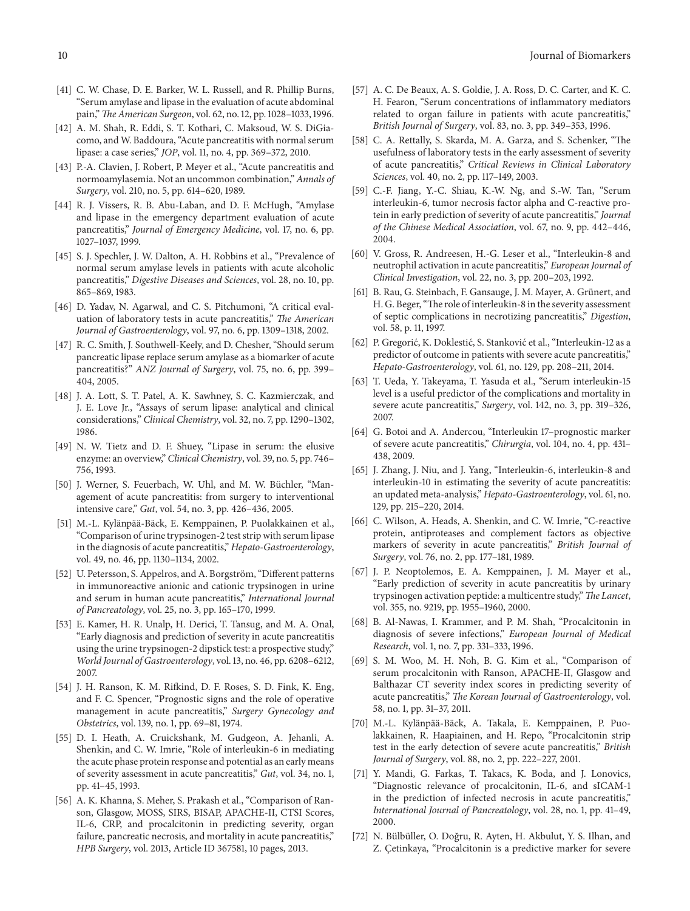[41] C. W. Chase, D. E. Barker, W. L. Russell, and R. Phillip Burns, "Serum amylase and lipase in the evaluation of acute abdominal pain," *The American Surgeon*, vol. 62, no. 12, pp. 1028–1033, 1996.

[42] A. M. Shah, R. Eddi, S. T. Kothari, C. Maksoud, W. S. DiGiacomo, and W. Baddoura, "Acute pancreatitis with normal serum lipase: a case series," *JOP*, vol. 11, no. 4, pp. 369–372, 2010.

[43] P.-A. Clavien, J. Robert, P. Meyer et al., "Acute pancreatitis and normoamylasemia. Not an uncommon combination," *Annals of Surgery*, vol. 210, no. 5, pp. 614–620, 1989.

[44] R. J. Vissers, R. B. Abu-Laban, and D. F. McHugh, "Amylase and lipase in the emergency department evaluation of acute pancreatitis," *Journal of Emergency Medicine*, vol. 17, no. 6, pp. 1027–1037, 1999.

[45] S. J. Spechler, J. W. Dalton, A. H. Robbins et al., "Prevalence of normal serum amylase levels in patients with acute alcoholic pancreatitis," *Digestive Diseases and Sciences*, vol. 28, no. 10, pp. 865–869, 1983.

[46] D. Yadav, N. Agarwal, and C. S. Pitchumoni, "A critical evaluation of laboratory tests in acute pancreatitis," *The American Journal of Gastroenterology*, vol. 97, no. 6, pp. 1309–1318, 2002.

[47] R. C. Smith, J. Southwell-Keely, and D. Chesher, "Should serum pancreatic lipase replace serum amylase as a biomarker of acute pancreatitis?" *ANZ Journal of Surgery*, vol. 75, no. 6, pp. 399–404, 2005.

[48] J. A. Lott, S. T. Patel, A. K. Sawhney, S. C. Kazmierczak, and J. E. Love Jr., "Assays of serum lipase: analytical and clinical considerations," *Clinical Chemistry*, vol. 32, no. 7, pp. 1290–1302, 1986.

[49] N. W. Tietz and D. F. Shuey, "Lipase in serum: the elusive enzyme: an overview," *Clinical Chemistry*, vol. 39, no. 5, pp. 746–756, 1993.

[50] J. Werner, S. Feuerbach, W. Uhl, and M. W. Büchler, "Management of acute pancreatitis: from surgery to interventional intensive care," *Gut*, vol. 54, no. 3, pp. 426–436, 2005.

[51] M.-L. Kylänpää-Bäck, E. Kemppainen, P. Puolakkainen et al., "Comparison of urine trypsinogen-2 test strip with serum lipase in the diagnosis of acute pancreatitis," *Hepato-Gastroenterology*, vol. 49, no. 46, pp. 1130–1134, 2002.

[52] U. Petersson, S. Appelros, and A. Borgström, "Different patterns in immunoreactive anionic and cationic trypsinogen in urine and serum in human acute pancreatitis," *International Journal of Pancreatology*, vol. 25, no. 3, pp. 165–170, 1999.

[53] E. Kamer, H. R. Unalp, H. Derici, T. Tansug, and M. A. Onal, "Early diagnosis and prediction of severity in acute pancreatitis using the urine trypsinogen-2 dipstick test: a prospective study," *World Journal of Gastroenterology*, vol. 13, no. 46, pp. 6208–6212, 2007.

[54] J. H. Ranson, K. M. Rifkind, D. F. Roses, S. D. Fink, K. Eng, and F. C. Spencer, "Prognostic signs and the role of operative management in acute pancreatitis," *Surgery Gynecology and Obstetrics*, vol. 139, no. 1, pp. 69–81, 1974.

[55] D. I. Heath, A. Cruickshank, M. Gudgeon, A. Jehanli, A. Shenkin, and C. W. Imrie, "Role of interleukin-6 in mediating the acute phase protein response and potential as an early means of severity assessment in acute pancreatitis," *Gut*, vol. 34, no. 1, pp. 41–45, 1993.

[56] A. K. Khanna, S. Meher, S. Prakash et al., "Comparison of Ranson, Glasgow, MOSS, SIRS, BISAP, APACHE-II, CTSI Scores, IL-6, CRP, and procalcitonin in predicting severity, organ failure, pancreatic necrosis, and mortality in acute pancreatitis," *HPB Surgery*, vol. 2013, Article ID 367581, 10 pages, 2013.

[57] A. C. De Beaux, A. S. Goldie, J. A. Ross, D. C. Carter, and K. C. H. Fearon, "Serum concentrations of inflammatory mediators related to organ failure in patients with acute pancreatitis," *British Journal of Surgery*, vol. 83, no. 3, pp. 349–353, 1996.

[58] C. A. Rettally, S. Skarda, M. A. Garza, and S. Schenker, "The usefulness of laboratory tests in the early assessment of severity of acute pancreatitis," *Critical Reviews in Clinical Laboratory Sciences*, vol. 40, no. 2, pp. 117–149, 2003.

[59] C.-F. Jiang, Y.-C. Shiau, K.-W. Ng, and S.-W. Tan, "Serum interleukin-6, tumor necrosis factor alpha and C-reactive protein in early prediction of severity of acute pancreatitis," *Journal of the Chinese Medical Association*, vol. 67, no. 9, pp. 442–446, 2004.

[60] V. Gross, R. Andreesen, H.-G. Leser et al., "Interleukin-8 and neutrophil activation in acute pancreatitis," *European Journal of Clinical Investigation*, vol. 22, no. 3, pp. 200–203, 1992.

[61] B. Rau, G. Steinbach, F. Gansauge, J. M. Mayer, A. Grünert, and H. G. Beger, "The role of interleukin-8 in the severity assessment of septic complications in necrotizing pancreatitis," *Digestion*, vol. 58, p. 11, 1997.

[62] P. Gregorić, K. Doklestić, S. Stanković et al., "Interleukin-12 as a predictor of outcome in patients with severe acute pancreatitis," *Hepato-Gastroenterology*, vol. 61, no. 129, pp. 208–211, 2014.

[63] T. Ueda, Y. Takeyama, T. Yasuda et al., "Serum interleukin-15 level is a useful predictor of the complications and mortality in severe acute pancreatitis," *Surgery*, vol. 142, no. 3, pp. 319–326, 2007.

[64] G. Botoi and A. Andercou, "Interleukin 17–prognostic marker of severe acute pancreatitis," *Chirurgia*, vol. 104, no. 4, pp. 431–438, 2009.

[65] J. Zhang, J. Niu, and J. Yang, "Interleukin-6, interleukin-8 and interleukin-10 in estimating the severity of acute pancreatitis: an updated meta-analysis," *Hepato-Gastroenterology*, vol. 61, no. 129, pp. 215–220, 2014.

[66] C. Wilson, A. Heads, A. Shenkin, and C. W. Imrie, "C-reactive protein, antiproteases and complement factors as objective markers of severity in acute pancreatitis," *British Journal of Surgery*, vol. 76, no. 2, pp. 177–181, 1989.

[67] J. P. Neoptolemos, E. A. Kemppainen, J. M. Mayer et al., "Early prediction of severity in acute pancreatitis by urinary trypsinogen activation peptide: a multicentre study," *The Lancet*, vol. 355, no. 9219, pp. 1955–1960, 2000.

[68] B. Al-Nawas, I. Krammer, and P. M. Shah, "Procalcitonin in diagnosis of severe infections," *European Journal of Medical Research*, vol. 1, no. 7, pp. 331–333, 1996.

[69] S. M. Woo, M. H. Noh, B. G. Kim et al., "Comparison of serum procalcitonin with Ranson, APACHE-II, Glasgow and Balthazar CT severity index scores in predicting severity of acute pancreatitis," *The Korean Journal of Gastroenterology*, vol. 58, no. 1, pp. 31–37, 2011.

[70] M.-L. Kylänpää-Bäck, A. Takala, E. Kemppainen, P. Puolakkainen, R. Haapiainen, and H. Repo, "Procalcitonin strip test in the early detection of severe acute pancreatitis," *British Journal of Surgery*, vol. 88, no. 2, pp. 222–227, 2001.

[71] Y. Mandi, G. Farkas, T. Takacs, K. Boda, and J. Lonovics, "Diagnostic relevance of procalcitonin, IL-6, and sICAM-1 in the prediction of infected necrosis in acute pancreatitis," *International Journal of Pancreatology*, vol. 28, no. 1, pp. 41–49, 2000.

[72] N. Bülbüller, O. Doğru, R. Ayten, H. Akbulut, Y. S. Ilhan, and Z. Çetinkaya, "Procalcitonin is a predictive marker for severe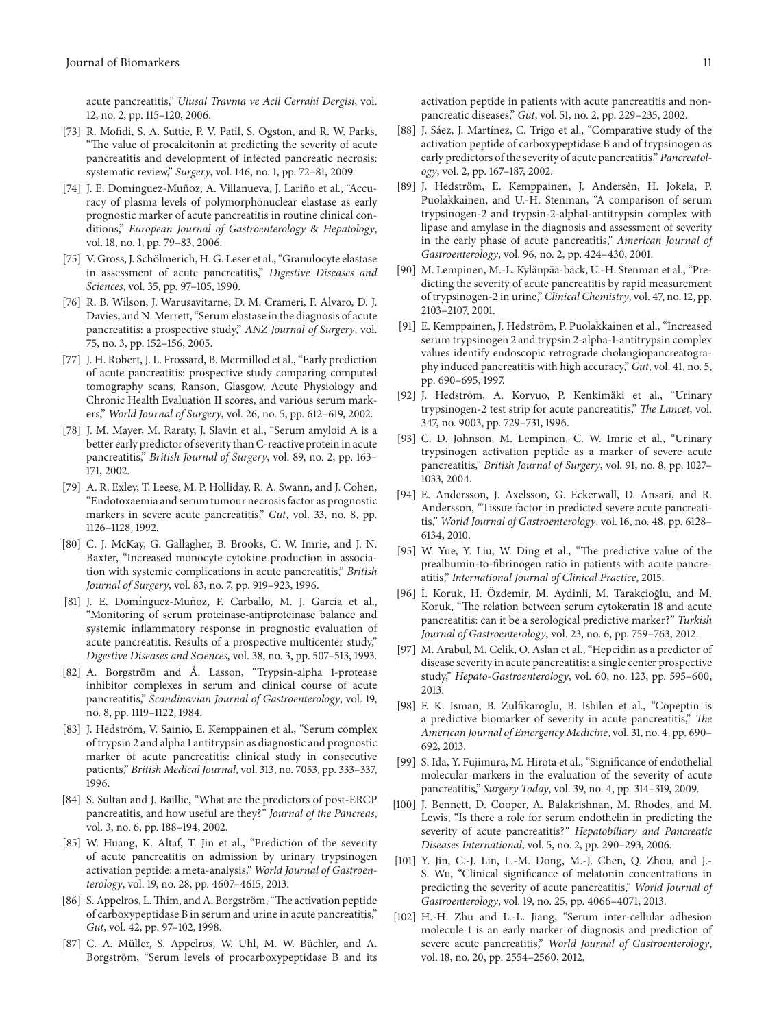acute pancreatitis," *Ulusal Travma ve Acil Cerrahi Dergisi*, vol. 12, no. 2, pp. 115–120, 2006.

[73] R. Mofidi, S. A. Suttie, P. V. Patil, S. Ogston, and R. W. Parks, "The value of procalcitonin at predicting the severity of acute pancreatitis and development of infected pancreatic necrosis: systematic review," *Surgery*, vol. 146, no. 1, pp. 72–81, 2009.

[74] J. E. Domínguez-Muñoz, A. Villanueva, J. Lariño et al., "Accuracy of plasma levels of polymorphonuclear elastase as early prognostic marker of acute pancreatitis in routine clinical conditions," *European Journal of Gastroenterology & Hepatology*, vol. 18, no. 1, pp. 79–83, 2006.

[75] V. Gross, J. Schölmerich, H. G. Leser et al., "Granulocyte elastase in assessment of acute pancreatitis," *Digestive Diseases and Sciences*, vol. 35, pp. 97–105, 1990.

[76] R. B. Wilson, J. Warusavitarne, D. M. Crameri, F. Alvaro, D. J. Davies, and N. Merrett, "Serum elastase in the diagnosis of acute pancreatitis: a prospective study," *ANZ Journal of Surgery*, vol. 75, no. 3, pp. 152–156, 2005.

[77] J. H. Robert, J. L. Frossard, B. Mermillod et al., "Early prediction of acute pancreatitis: prospective study comparing computed tomography scans, Ranson, Glasgow, Acute Physiology and Chronic Health Evaluation II scores, and various serum markers," *World Journal of Surgery*, vol. 26, no. 5, pp. 612–619, 2002.

[78] J. M. Mayer, M. Raraty, J. Slavin et al., "Serum amyloid A is a better early predictor of severity than C-reactive protein in acute pancreatitis," *British Journal of Surgery*, vol. 89, no. 2, pp. 163–171, 2002.

[79] A. R. Exley, T. Leese, M. P. Holliday, R. A. Swann, and J. Cohen, "Endotoxaemia and serum tumour necrosis factor as prognostic markers in severe acute pancreatitis," *Gut*, vol. 33, no. 8, pp. 1126–1128, 1992.

[80] C. J. McKay, G. Gallagher, B. Brooks, C. W. Imrie, and J. N. Baxter, "Increased monocyte cytokine production in association with systemic complications in acute pancreatitis," *British Journal of Surgery*, vol. 83, no. 7, pp. 919–923, 1996.

[81] J. E. Domínguez-Muñoz, F. Carballo, M. J. García et al., "Monitoring of serum proteinase-antiproteinase balance and systemic inflammatory response in prognostic evaluation of acute pancreatitis. Results of a prospective multicenter study," *Digestive Diseases and Sciences*, vol. 38, no. 3, pp. 507–513, 1993.

[82] A. Borgström and Å. Lasson, "Trypsin-alpha 1-protease inhibitor complexes in serum and clinical course of acute pancreatitis," *Scandinavian Journal of Gastroenterology*, vol. 19, no. 8, pp. 1119–1122, 1984.

[83] J. Hedström, V. Sainio, E. Kemppainen et al., "Serum complex of trypsin 2 and alpha 1 antitrypsin as diagnostic and prognostic marker of acute pancreatitis: clinical study in consecutive patients," *British Medical Journal*, vol. 313, no. 7053, pp. 333–337, 1996.

[84] S. Sultan and J. Baillie, "What are the predictors of post-ERCP pancreatitis, and how useful are they?" *Journal of the Pancreas*, vol. 3, no. 6, pp. 188–194, 2002.

[85] W. Huang, K. Altaf, T. Jin et al., "Prediction of the severity of acute pancreatitis on admission by urinary trypsinogen activation peptide: a meta-analysis," *World Journal of Gastroenterology*, vol. 19, no. 28, pp. 4607–4615, 2013.

[86] S. Appelros, L. Thim, and A. Borgström, "The activation peptide of carboxypeptidase B in serum and urine in acute pancreatitis," *Gut*, vol. 42, pp. 97–102, 1998.

[87] C. A. Müller, S. Appelros, W. Uhl, M. W. Büchler, and A. Borgström, "Serum levels of procarboxypeptidase B and its activation peptide in patients with acute pancreatitis and non-pancreatic diseases," *Gut*, vol. 51, no. 2, pp. 229–235, 2002.

[88] J. Sáez, J. Martínez, C. Trigo et al., "Comparative study of the activation peptide of carboxypeptidase B and of trypsinogen as early predictors of the severity of acute pancreatitis," *Pancreatology*, vol. 2, pp. 167–187, 2002.

[89] J. Hedström, E. Kemppainen, J. Andersén, H. Jokela, P. Puolakkainen, and U.-H. Stenman, "A comparison of serum trypsinogen-2 and trypsin-2-alpha1-antitrypsin complex with lipase and amylase in the diagnosis and assessment of severity in the early phase of acute pancreatitis," *American Journal of Gastroenterology*, vol. 96, no. 2, pp. 424–430, 2001.

[90] M. Lempinen, M.-L. Kylänpää-bäck, U.-H. Stenman et al., "Predicting the severity of acute pancreatitis by rapid measurement of trypsinogen-2 in urine," *Clinical Chemistry*, vol. 47, no. 12, pp. 2103–2107, 2001.

[91] E. Kemppainen, J. Hedström, P. Puolakkainen et al., "Increased serum trypsinogen 2 and trypsin 2-alpha-1-antitrypsin complex values identify endoscopic retrograde cholangiopancreatography induced pancreatitis with high accuracy," *Gut*, vol. 41, no. 5, pp. 690–695, 1997.

[92] J. Hedström, A. Korvuo, P. Kenkimäki et al., "Urinary trypsinogen-2 test strip for acute pancreatitis," *The Lancet*, vol. 347, no. 9003, pp. 729–731, 1996.

[93] C. D. Johnson, M. Lempinen, C. W. Imrie et al., "Urinary trypsinogen activation peptide as a marker of severe acute pancreatitis," *British Journal of Surgery*, vol. 91, no. 8, pp. 1027–1033, 2004.

[94] E. Andersson, J. Axelsson, G. Eckerwall, D. Ansari, and R. Andersson, "Tissue factor in predicted severe acute pancreatitis," *World Journal of Gastroenterology*, vol. 16, no. 48, pp. 6128–6134, 2010.

[95] W. Yue, Y. Liu, W. Ding et al., "The predictive value of the prealbumin-to-fibrinogen ratio in patients with acute pancreatitis," *International Journal of Clinical Practice*, 2015.

[96] İ. Koruk, H. Özdemir, M. Aydinli, M. Tarakçioğlu, and M. Koruk, "The relation between serum cytokeratin 18 and acute pancreatitis: can it be a serological predictive marker?" *Turkish Journal of Gastroenterology*, vol. 23, no. 6, pp. 759–763, 2012.

[97] M. Arabul, M. Celik, O. Aslan et al., "Hepcidin as a predictor of disease severity in acute pancreatitis: a single center prospective study," *Hepato-Gastroenterology*, vol. 60, no. 123, pp. 595–600, 2013.

[98] F. K. Isman, B. Zulfikaroglu, B. Isbilen et al., "Copeptin is a predictive biomarker of severity in acute pancreatitis," *The American Journal of Emergency Medicine*, vol. 31, no. 4, pp. 690–692, 2013.

[99] S. Ida, Y. Fujimura, M. Hirota et al., "Significance of endothelial molecular markers in the evaluation of the severity of acute pancreatitis," *Surgery Today*, vol. 39, no. 4, pp. 314–319, 2009.

[100] J. Bennett, D. Cooper, A. Balakrishnan, M. Rhodes, and M. Lewis, "Is there a role for serum endothelin in predicting the severity of acute pancreatitis?" *Hepatobiliary and Pancreatic Diseases International*, vol. 5, no. 2, pp. 290–293, 2006.

[101] Y. Jin, C.-J. Lin, L.-M. Dong, M.-J. Chen, Q. Zhou, and J.-S. Wu, "Clinical significance of melatonin concentrations in predicting the severity of acute pancreatitis," *World Journal of Gastroenterology*, vol. 19, no. 25, pp. 4066–4071, 2013.

[102] H.-H. Zhu and L.-L. Jiang, "Serum inter-cellular adhesion molecule 1 is an early marker of diagnosis and prediction of severe acute pancreatitis," *World Journal of Gastroenterology*, vol. 18, no. 20, pp. 2554–2560, 2012.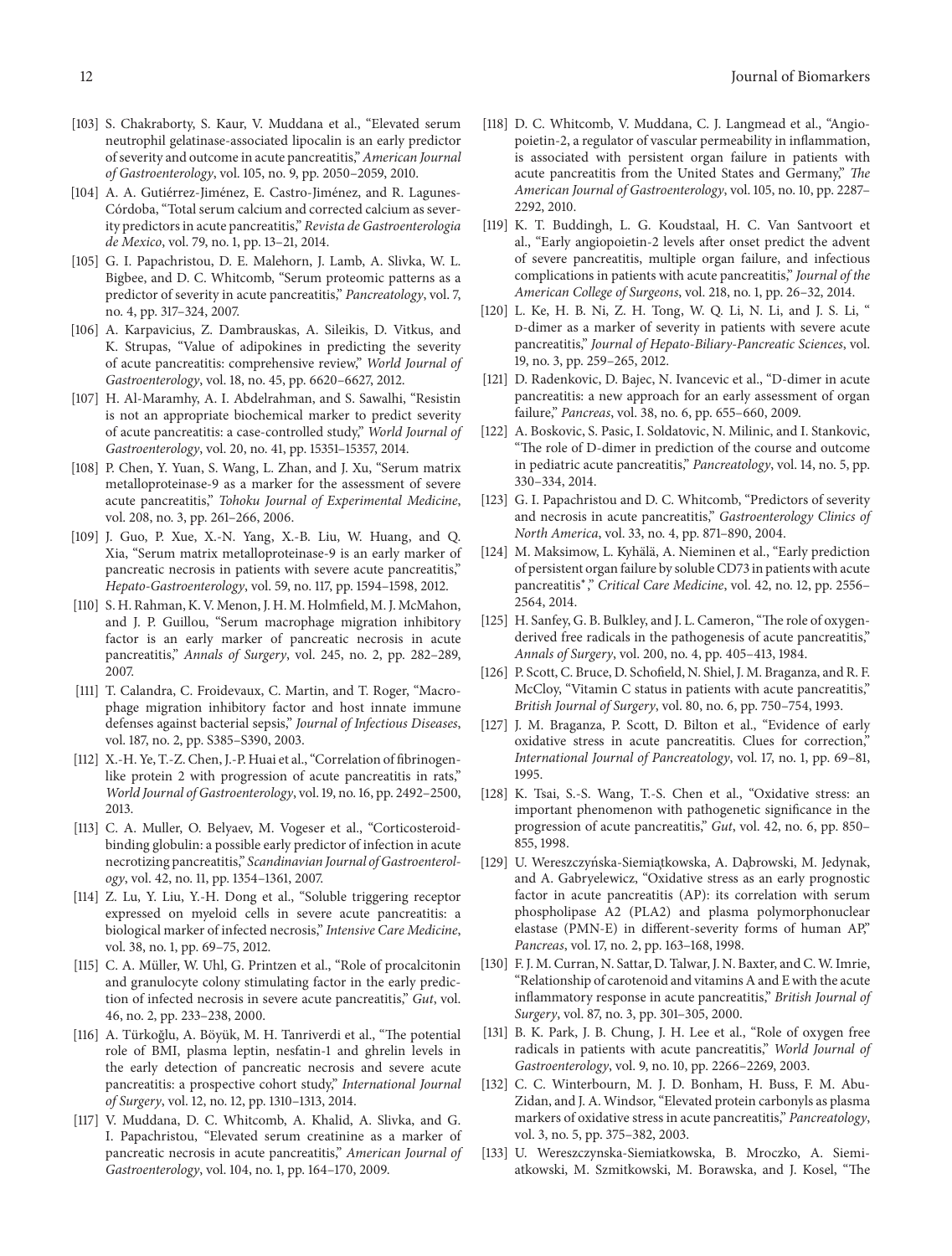[103] S. Chakraborty, S. Kaur, V. Muddana et al., "Elevated serum neutrophil gelatinase-associated lipocalin is an early predictor of severity and outcome in acute pancreatitis," *American Journal of Gastroenterology*, vol. 105, no. 9, pp. 2050–2059, 2010.

[104] A. A. Gutiérrez-Jiménez, E. Castro-Jiménez, and R. Lagunes-Córdoba, "Total serum calcium and corrected calcium as severity predictors in acute pancreatitis," *Revista de Gastroenterologia de Mexico*, vol. 79, no. 1, pp. 13–21, 2014.

[105] G. I. Papachristou, D. E. Malehorn, J. Lamb, A. Slivka, W. L. Bigbee, and D. C. Whitcomb, "Serum proteomic patterns as a predictor of severity in acute pancreatitis," *Pancreatology*, vol. 7, no. 4, pp. 317–324, 2007.

[106] A. Karpavicius, Z. Dambrauskas, A. Sileikis, D. Vitkus, and K. Strupas, "Value of adipokines in predicting the severity of acute pancreatitis: comprehensive review," *World Journal of Gastroenterology*, vol. 18, no. 45, pp. 6620–6627, 2012.

[107] H. Al-Maramhy, A. I. Abdelrahman, and S. Sawalhi, "Resistin is not an appropriate biochemical marker to predict severity of acute pancreatitis: a case-controlled study," *World Journal of Gastroenterology*, vol. 20, no. 41, pp. 15351–15357, 2014.

[108] P. Chen, Y. Yuan, S. Wang, L. Zhan, and J. Xu, "Serum matrix metalloproteinase-9 as a marker for the assessment of severe acute pancreatitis," *Tohoku Journal of Experimental Medicine*, vol. 208, no. 3, pp. 261–266, 2006.

[109] J. Guo, P. Xue, X.-N. Yang, X.-B. Liu, W. Huang, and Q. Xia, "Serum matrix metalloproteinase-9 is an early marker of pancreatic necrosis in patients with severe acute pancreatitis," *Hepato-Gastroenterology*, vol. 59, no. 117, pp. 1594–1598, 2012.

[110] S. H. Rahman, K. V. Menon, J. H. M. Holmfield, M. J. McMahon, and J. P. Guillou, "Serum macrophage migration inhibitory factor is an early marker of pancreatic necrosis in acute pancreatitis," *Annals of Surgery*, vol. 245, no. 2, pp. 282–289, 2007.

[111] T. Calandra, C. Froidevaux, C. Martin, and T. Roger, "Macrophage migration inhibitory factor and host innate immune defenses against bacterial sepsis," *Journal of Infectious Diseases*, vol. 187, no. 2, pp. S385–S390, 2003.

[112] X.-H. Ye, T.-Z. Chen, J.-P. Huai et al., "Correlation of fibrinogen-like protein 2 with progression of acute pancreatitis in rats," *World Journal of Gastroenterology*, vol. 19, no. 16, pp. 2492–2500, 2013.

[113] C. A. Muller, O. Belyaev, M. Vogeser et al., "Corticosteroid-binding globulin: a possible early predictor of infection in acute necrotizing pancreatitis," *Scandinavian Journal of Gastroenterology*, vol. 42, no. 11, pp. 1354–1361, 2007.

[114] Z. Lu, Y. Liu, Y.-H. Dong et al., "Soluble triggering receptor expressed on myeloid cells in severe acute pancreatitis: a biological marker of infected necrosis," *Intensive Care Medicine*, vol. 38, no. 1, pp. 69–75, 2012.

[115] C. A. Müller, W. Uhl, G. Printzen et al., "Role of procalcitonin and granulocyte colony stimulating factor in the early prediction of infected necrosis in severe acute pancreatitis," *Gut*, vol. 46, no. 2, pp. 233–238, 2000.

[116] A. Türkoğlu, A. Böyük, M. H. Tanriverdi et al., "The potential role of BMI, plasma leptin, nesfatin-1 and ghrelin levels in the early detection of pancreatic necrosis and severe acute pancreatitis: a prospective cohort study," *International Journal of Surgery*, vol. 12, no. 12, pp. 1310–1313, 2014.

[117] V. Muddana, D. C. Whitcomb, A. Khalid, A. Slivka, and G. I. Papachristou, "Elevated serum creatinine as a marker of pancreatic necrosis in acute pancreatitis," *American Journal of Gastroenterology*, vol. 104, no. 1, pp. 164–170, 2009.

[118] D. C. Whitcomb, V. Muddana, C. J. Langmead et al., "Angiopoietin-2, a regulator of vascular permeability in inflammation, is associated with persistent organ failure in patients with acute pancreatitis from the United States and Germany," *The American Journal of Gastroenterology*, vol. 105, no. 10, pp. 2287–2292, 2010.

[119] K. T. Buddingh, L. G. Koudstaal, H. C. Van Santvoort et al., "Early angiopoietin-2 levels after onset predict the advent of severe pancreatitis, multiple organ failure, and infectious complications in patients with acute pancreatitis," *Journal of the American College of Surgeons*, vol. 218, no. 1, pp. 26–32, 2014.

[120] L. Ke, H. B. Ni, Z. H. Tong, W. Q. Li, N. Li, and J. S. Li, " D-dimer as a marker of severity in patients with severe acute pancreatitis," *Journal of Hepato-Biliary-Pancreatic Sciences*, vol. 19, no. 3, pp. 259–265, 2012.

[121] D. Radenkovic, D. Bajec, N. Ivancevic et al., "D-dimer in acute pancreatitis: a new approach for an early assessment of organ failure," *Pancreas*, vol. 38, no. 6, pp. 655–660, 2009.

[122] A. Boskovic, S. Pasic, I. Soldatovic, N. Milinic, and I. Stankovic, "The role of D-dimer in prediction of the course and outcome in pediatric acute pancreatitis," *Pancreatology*, vol. 14, no. 5, pp. 330–334, 2014.

[123] G. I. Papachristou and D. C. Whitcomb, "Predictors of severity and necrosis in acute pancreatitis," *Gastroenterology Clinics of North America*, vol. 33, no. 4, pp. 871–890, 2004.

[124] M. Maksimow, L. Kyhälä, A. Nieminen et al., "Early prediction of persistent organ failure by soluble CD73 in patients with acute pancreatitis*," *Critical Care Medicine*, vol. 42, no. 12, pp. 2556–2564, 2014.

[125] H. Sanfey, G. B. Bulkley, and J. L. Cameron, "The role of oxygen-derived free radicals in the pathogenesis of acute pancreatitis," *Annals of Surgery*, vol. 200, no. 4, pp. 405–413, 1984.

[126] P. Scott, C. Bruce, D. Schofield, N. Shiel, J. M. Braganza, and R. F. McCloy, "Vitamin C status in patients with acute pancreatitis," *British Journal of Surgery*, vol. 80, no. 6, pp. 750–754, 1993.

[127] J. M. Braganza, P. Scott, D. Bilton et al., "Evidence of early oxidative stress in acute pancreatitis. Clues for correction," *International Journal of Pancreatology*, vol. 17, no. 1, pp. 69–81, 1995.

[128] K. Tsai, S.-S. Wang, T.-S. Chen et al., "Oxidative stress: an important phenomenon with pathogenetic significance in the progression of acute pancreatitis," *Gut*, vol. 42, no. 6, pp. 850–855, 1998.

[129] U. Wereszczyńska-Siemiątkowska, A. Dąbrowski, M. Jedynak, and A. Gabryelewicz, "Oxidative stress as an early prognostic factor in acute pancreatitis (AP): its correlation with serum phospholipase A2 (PLA2) and plasma polymorphonuclear elastase (PMN-E) in different-severity forms of human AP," *Pancreas*, vol. 17, no. 2, pp. 163–168, 1998.

[130] F. J. M. Curran, N. Sattar, D. Talwar, J. N. Baxter, and C. W. Imrie, "Relationship of carotenoid and vitamins A and E with the acute inflammatory response in acute pancreatitis," *British Journal of Surgery*, vol. 87, no. 3, pp. 301–305, 2000.

[131] B. K. Park, J. B. Chung, J. H. Lee et al., "Role of oxygen free radicals in patients with acute pancreatitis," *World Journal of Gastroenterology*, vol. 9, no. 10, pp. 2266–2269, 2003.

[132] C. C. Winterbourn, M. J. D. Bonham, H. Buss, F. M. Abu-Zidan, and J. A. Windsor, "Elevated protein carbonyls as plasma markers of oxidative stress in acute pancreatitis," *Pancreatology*, vol. 3, no. 5, pp. 375–382, 2003.

[133] U. Wereszczynska-Siemiatkowska, B. Mroczko, A. Siemiatkowski, M. Szmitkowski, M. Borawska, and J. Kosel, "The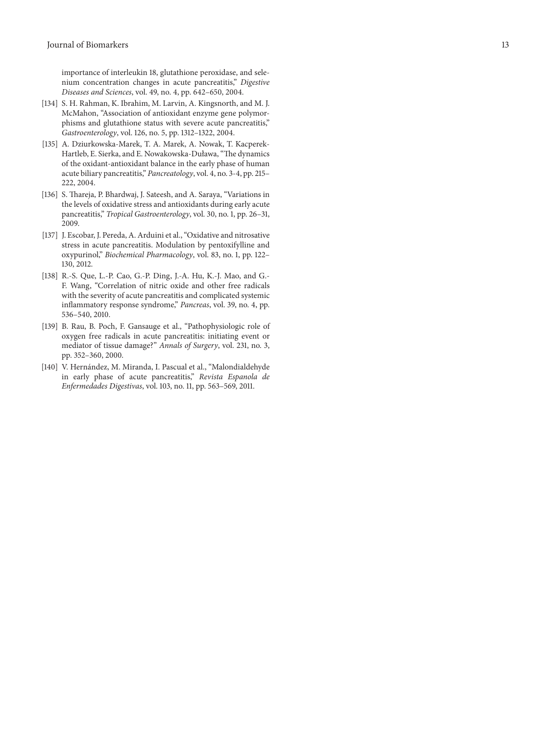importance of interleukin 18, glutathione peroxidase, and selenium concentration changes in acute pancreatitis," *Digestive Diseases and Sciences*, vol. 49, no. 4, pp. 642–650, 2004.

[134] S. H. Rahman, K. Ibrahim, M. Larvin, A. Kingsnorth, and M. J. McMahon, "Association of antioxidant enzyme gene polymorphisms and glutathione status with severe acute pancreatitis," *Gastroenterology*, vol. 126, no. 5, pp. 1312–1322, 2004.

[135] A. Dziurkowska-Marek, T. A. Marek, A. Nowak, T. Kacperek-Hartleb, E. Sierka, and E. Nowakowska-Duława, "The dynamics of the oxidant-antioxidant balance in the early phase of human acute biliary pancreatitis," *Pancreatology*, vol. 4, no. 3-4, pp. 215–222, 2004.

[136] S. Thareja, P. Bhardwaj, J. Sateesh, and A. Saraya, "Variations in the levels of oxidative stress and antioxidants during early acute pancreatitis," *Tropical Gastroenterology*, vol. 30, no. 1, pp. 26–31, 2009.

[137] J. Escobar, J. Pereda, A. Arduini et al., "Oxidative and nitrosative stress in acute pancreatitis. Modulation by pentoxifylline and oxypurinol," *Biochemical Pharmacology*, vol. 83, no. 1, pp. 122–130, 2012.

[138] R.-S. Que, L.-P. Cao, G.-P. Ding, J.-A. Hu, K.-J. Mao, and G.-F. Wang, "Correlation of nitric oxide and other free radicals with the severity of acute pancreatitis and complicated systemic inflammatory response syndrome," *Pancreas*, vol. 39, no. 4, pp. 536–540, 2010.

[139] B. Rau, B. Poch, F. Gansauge et al., "Pathophysiologic role of oxygen free radicals in acute pancreatitis: initiating event or mediator of tissue damage?" *Annals of Surgery*, vol. 231, no. 3, pp. 352–360, 2000.

[140] V. Hernández, M. Miranda, I. Pascual et al., "Malondialdehyde in early phase of acute pancreatitis," *Revista Espanola de Enfermedades Digestivas*, vol. 103, no. 11, pp. 563–569, 2011.